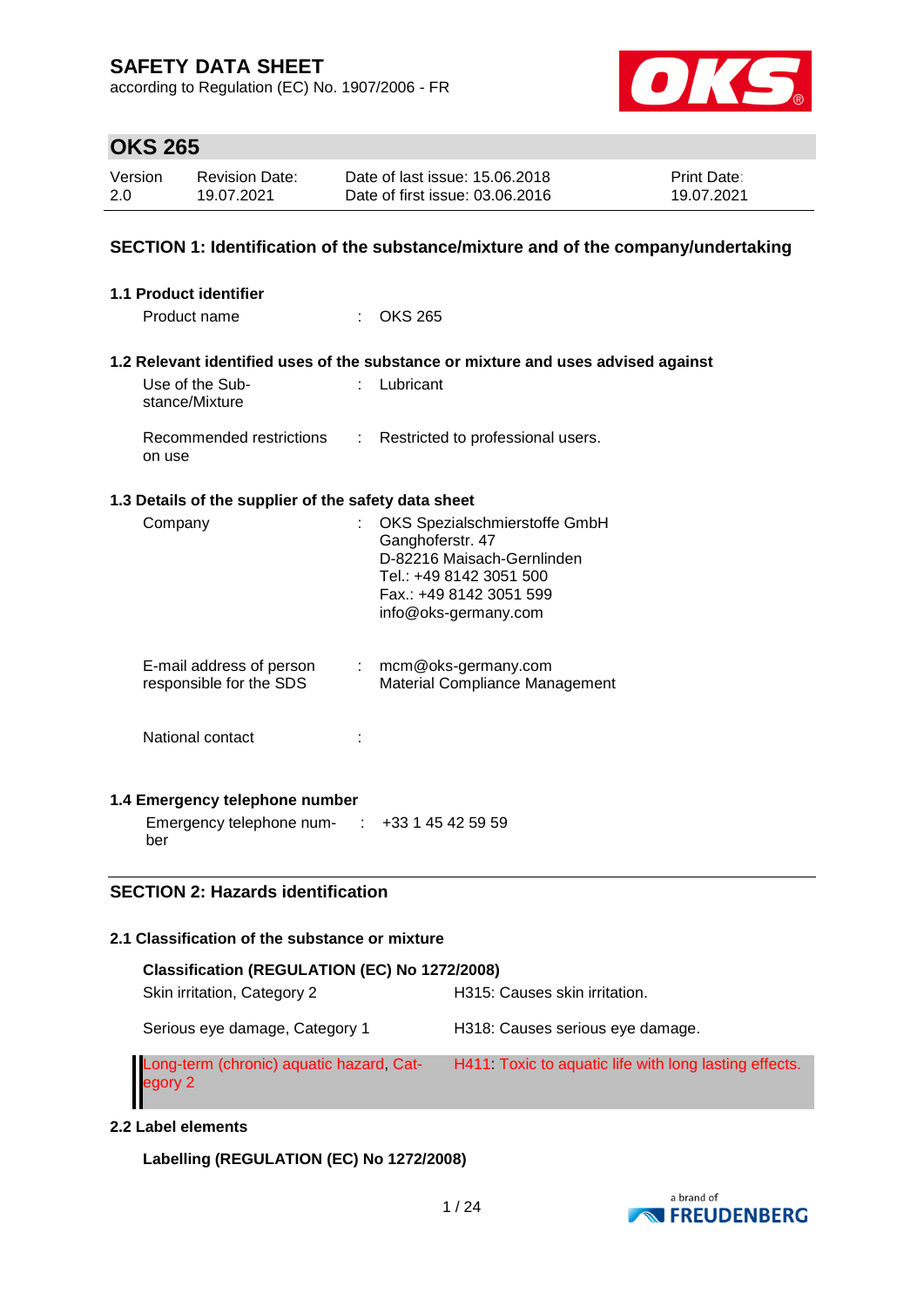# SAFETY DATA SHEET

according to Regulation (EC) No. 1907/2006 - FR

## OKS 265

| Version | Revision Date: | Date of last issue: 15.06.2018 | Print Date: |
|---|---|---|---|
| 2.0 | 19.07.2021 | Date of first issue: 03.06.2016 | 19.07.2021 |

## SECTION 1: Identification of the substance/mixture and of the company/undertaking

### 1.1 Product identifier

Product name : OKS 265

### 1.2 Relevant identified uses of the substance or mixture and uses advised against

Use of the Substance/Mixture : Lubricant

Recommended restrictions on use : Restricted to professional users.

### 1.3 Details of the supplier of the safety data sheet

Company : OKS Spezialschmierstoffe GmbH
Ganghoferstr. 47
D-82216 Maisach-Gernlinden
Tel.: +49 8142 3051 500
Fax.: +49 8142 3051 599
info@oks-germany.com

E-mail address of person responsible for the SDS : mcm@oks-germany.com
Material Compliance Management

National contact :

### 1.4 Emergency telephone number

Emergency telephone number : +33 1 45 42 59 59

## SECTION 2: Hazards identification

### 2.1 Classification of the substance or mixture

**Classification (REGULATION (EC) No 1272/2008)**

| | |
|---|---|
| Skin irritation, Category 2 | H315: Causes skin irritation. |
| Serious eye damage, Category 1 | H318: Causes serious eye damage. |
| Long-term (chronic) aquatic hazard, Category 2 | H411: Toxic to aquatic life with long lasting effects. |

### 2.2 Label elements

**Labelling (REGULATION (EC) No 1272/2008)**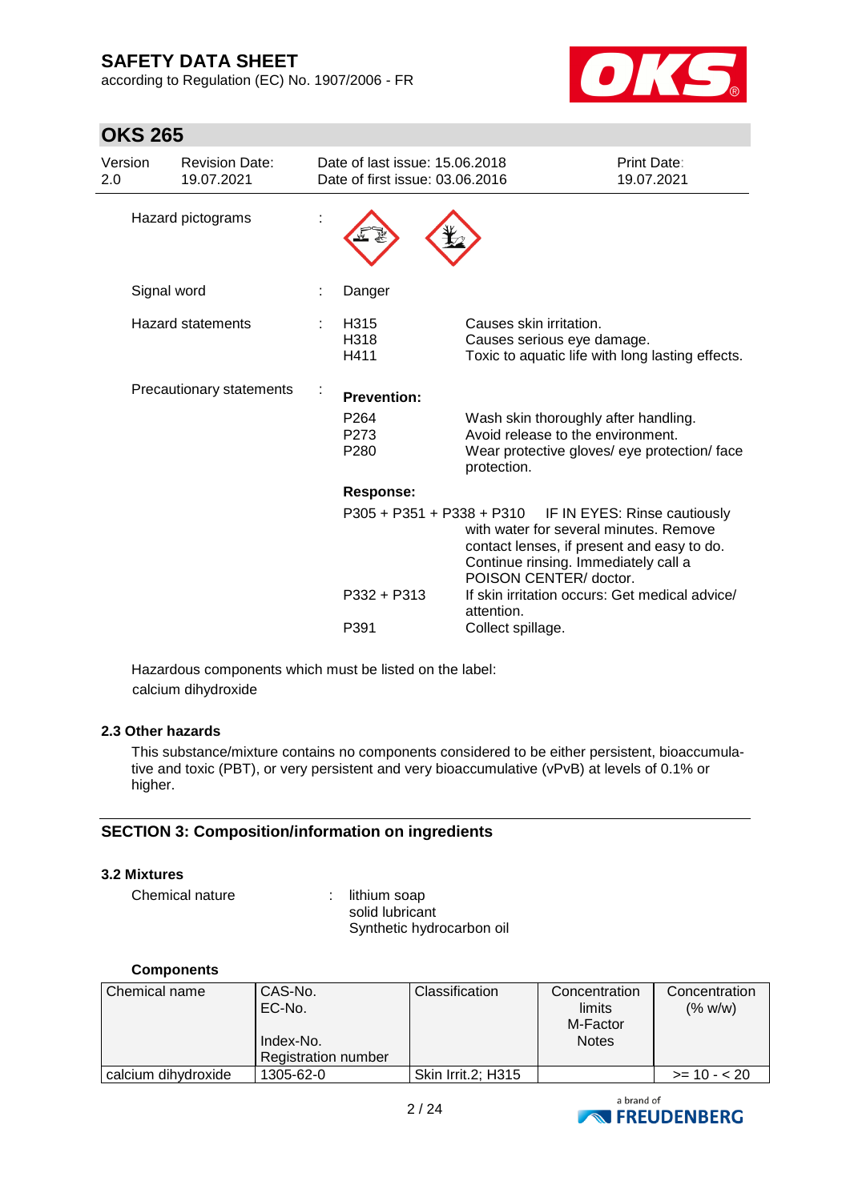| Version 2.0 | Revision Date: 19.07.2021 | Date of last issue: 15.06.2018<br>Date of first issue: 03.06.2016 | Print Date: 19.07.2021 |
|---|---|---|---|

Hazard pictograms :

Signal word : Danger

Hazard statements :

| | |
|---|---|
| H315 | Causes skin irritation. |
| H318 | Causes serious eye damage. |
| H411 | Toxic to aquatic life with long lasting effects. |

Precautionary statements :

**Prevention:**

| | |
|---|---|
| P264 | Wash skin thoroughly after handling. |
| P273 | Avoid release to the environment. |
| P280 | Wear protective gloves/ eye protection/ face protection. |

**Response:**

| | |
|---|---|
| P305 + P351 + P338 + P310 | IF IN EYES: Rinse cautiously with water for several minutes. Remove contact lenses, if present and easy to do. Continue rinsing. Immediately call a POISON CENTER/ doctor. |
| P332 + P313 | If skin irritation occurs: Get medical advice/ attention. |
| P391 | Collect spillage. |

Hazardous components which must be listed on the label:
calcium dihydroxide

### 2.3 Other hazards

This substance/mixture contains no components considered to be either persistent, bioaccumulative and toxic (PBT), or very persistent and very bioaccumulative (vPvB) at levels of 0.1% or higher.

## SECTION 3: Composition/information on ingredients

### 3.2 Mixtures

Chemical nature : lithium soap
solid lubricant
Synthetic hydrocarbon oil

**Components**

| Chemical name | CAS-No.<br>EC-No.<br>Index-No.<br>Registration number | Classification | Concentration limits<br>M-Factor<br>Notes | Concentration (% w/w) |
|---|---|---|---|---|
| calcium dihydroxide | 1305-62-0 | Skin Irrit.2; H315 | | >= 10 - < 20 |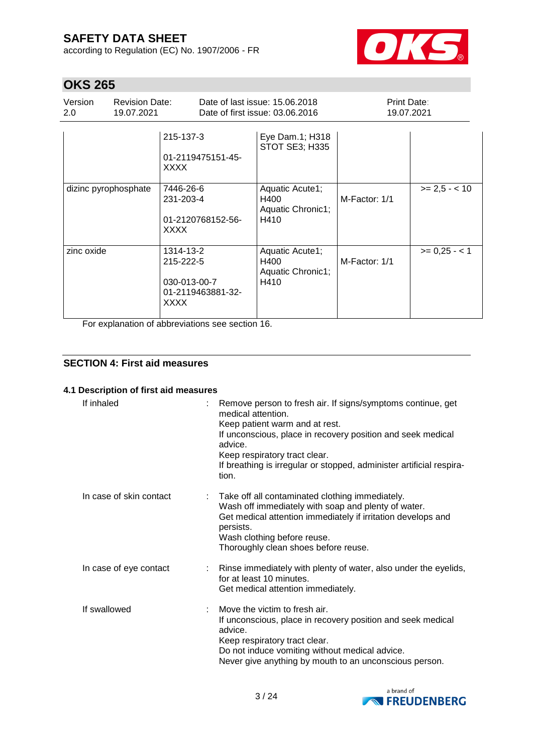| | | | | |
|---|---|---|---|---|
| | 215-137-3<br><br>01-2119475151-45-XXXX | Eye Dam.1; H318<br>STOT SE3; H335 | | |
| dizinc pyrophosphate | 7446-26-6<br>231-203-4<br><br>01-2120768152-56-XXXX | Aquatic Acute1; H400<br>Aquatic Chronic1; H410 | M-Factor: 1/1 | >= 2,5 - < 10 |
| zinc oxide | 1314-13-2<br>215-222-5<br><br>030-013-00-7<br>01-2119463881-32-XXXX | Aquatic Acute1; H400<br>Aquatic Chronic1; H410 | M-Factor: 1/1 | >= 0,25 - < 1 |

For explanation of abbreviations see section 16.

## SECTION 4: First aid measures

### 4.1 Description of first aid measures

**If inhaled** : Remove person to fresh air. If signs/symptoms continue, get medical attention.
Keep patient warm and at rest.
If unconscious, place in recovery position and seek medical advice.
Keep respiratory tract clear.
If breathing is irregular or stopped, administer artificial respiration.

**In case of skin contact** : Take off all contaminated clothing immediately.
Wash off immediately with soap and plenty of water.
Get medical attention immediately if irritation develops and persists.
Wash clothing before reuse.
Thoroughly clean shoes before reuse.

**In case of eye contact** : Rinse immediately with plenty of water, also under the eyelids, for at least 10 minutes.
Get medical attention immediately.

**If swallowed** : Move the victim to fresh air.
If unconscious, place in recovery position and seek medical advice.
Keep respiratory tract clear.
Do not induce vomiting without medical advice.
Never give anything by mouth to an unconscious person.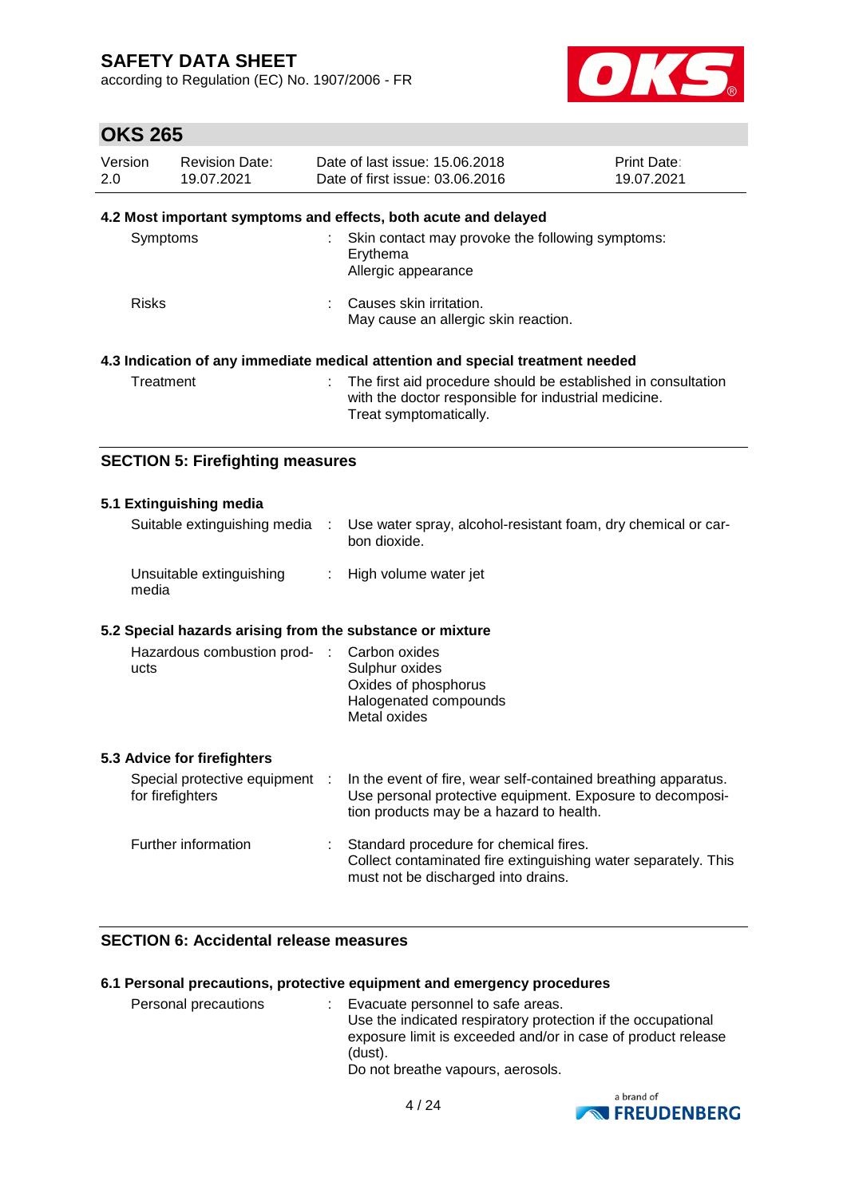### 4.2 Most important symptoms and effects, both acute and delayed

| | |
|---|---|
| Symptoms | : Skin contact may provoke the following symptoms:<br>Erythema<br>Allergic appearance |
| Risks | : Causes skin irritation.<br>May cause an allergic skin reaction. |

### 4.3 Indication of any immediate medical attention and special treatment needed

| | |
|---|---|
| Treatment | : The first aid procedure should be established in consultation with the doctor responsible for industrial medicine.<br>Treat symptomatically. |

## SECTION 5: Firefighting measures

### 5.1 Extinguishing media

| | |
|---|---|
| Suitable extinguishing media | : Use water spray, alcohol-resistant foam, dry chemical or carbon dioxide. |
| Unsuitable extinguishing media | : High volume water jet |

### 5.2 Special hazards arising from the substance or mixture

| | |
|---|---|
| Hazardous combustion products | : Carbon oxides<br>Sulphur oxides<br>Oxides of phosphorus<br>Halogenated compounds<br>Metal oxides |

### 5.3 Advice for firefighters

| | |
|---|---|
| Special protective equipment for firefighters | : In the event of fire, wear self-contained breathing apparatus. Use personal protective equipment. Exposure to decomposition products may be a hazard to health. |
| Further information | : Standard procedure for chemical fires.<br>Collect contaminated fire extinguishing water separately. This must not be discharged into drains. |

## SECTION 6: Accidental release measures

### 6.1 Personal precautions, protective equipment and emergency procedures

| | |
|---|---|
| Personal precautions | : Evacuate personnel to safe areas.<br>Use the indicated respiratory protection if the occupational exposure limit is exceeded and/or in case of product release (dust).<br>Do not breathe vapours, aerosols. |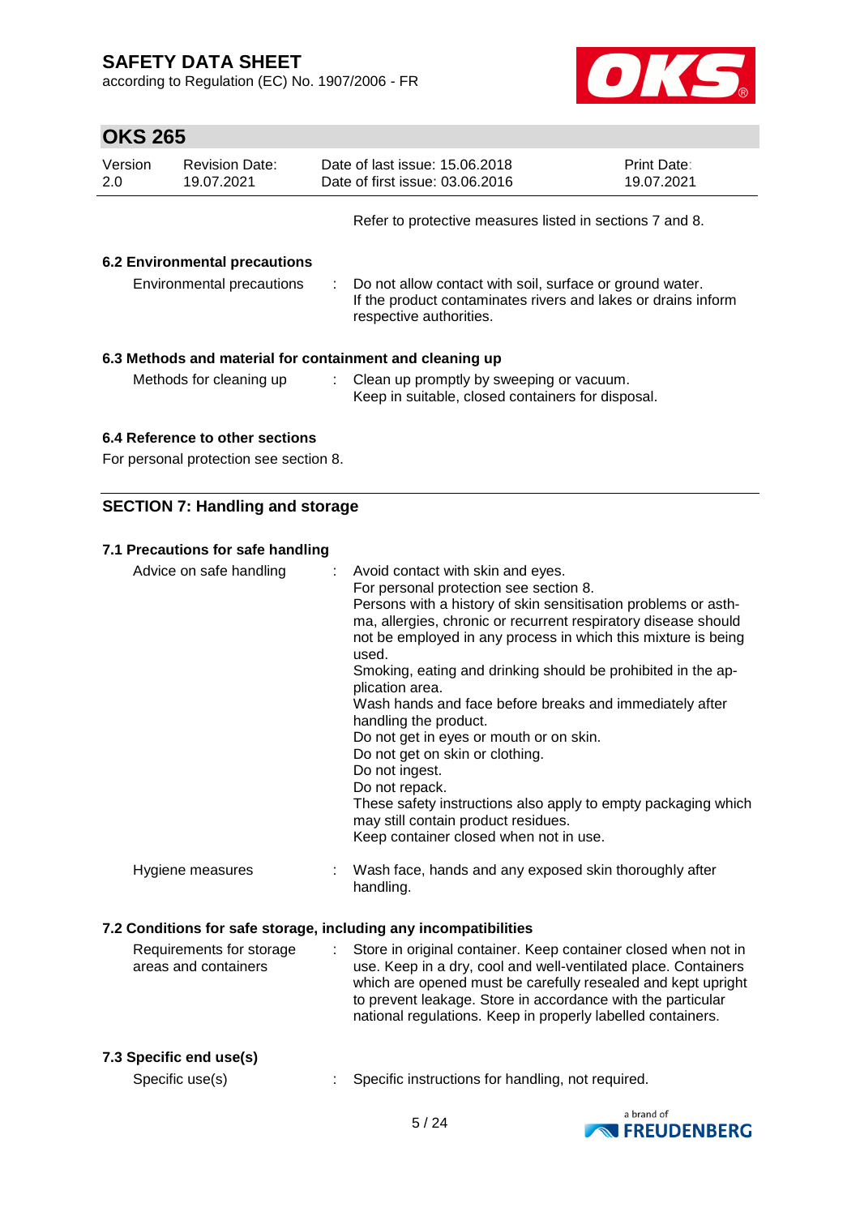Refer to protective measures listed in sections 7 and 8.

### 6.2 Environmental precautions

| | | |
|---|---|---|
| Environmental precautions | : | Do not allow contact with soil, surface or ground water. If the product contaminates rivers and lakes or drains inform respective authorities. |

### 6.3 Methods and material for containment and cleaning up

| | | |
|---|---|---|
| Methods for cleaning up | : | Clean up promptly by sweeping or vacuum. Keep in suitable, closed containers for disposal. |

### 6.4 Reference to other sections

For personal protection see section 8.

## SECTION 7: Handling and storage

### 7.1 Precautions for safe handling

| | | |
|---|---|---|
| Advice on safe handling | : | Avoid contact with skin and eyes.<br>For personal protection see section 8.<br>Persons with a history of skin sensitisation problems or asthma, allergies, chronic or recurrent respiratory disease should not be employed in any process in which this mixture is being used.<br>Smoking, eating and drinking should be prohibited in the application area.<br>Wash hands and face before breaks and immediately after handling the product.<br>Do not get in eyes or mouth or on skin.<br>Do not get on skin or clothing.<br>Do not ingest.<br>Do not repack.<br>These safety instructions also apply to empty packaging which may still contain product residues.<br>Keep container closed when not in use. |
| Hygiene measures | : | Wash face, hands and any exposed skin thoroughly after handling. |

### 7.2 Conditions for safe storage, including any incompatibilities

| | | |
|---|---|---|
| Requirements for storage areas and containers | : | Store in original container. Keep container closed when not in use. Keep in a dry, cool and well-ventilated place. Containers which are opened must be carefully resealed and kept upright to prevent leakage. Store in accordance with the particular national regulations. Keep in properly labelled containers. |

### 7.3 Specific end use(s)

| | | |
|---|---|---|
| Specific use(s) | : | Specific instructions for handling, not required. |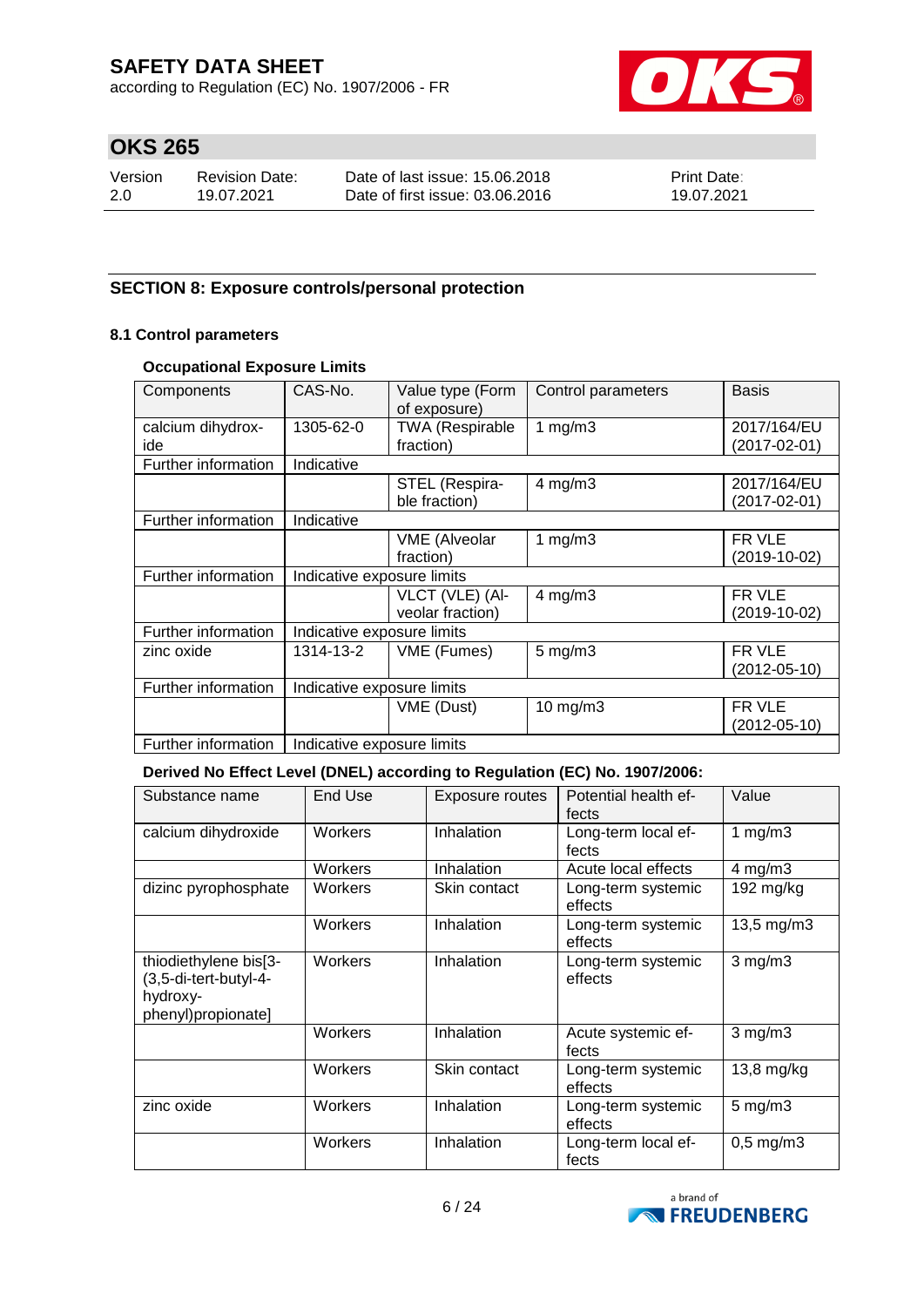## SECTION 8: Exposure controls/personal protection

### 8.1 Control parameters

**Occupational Exposure Limits**

| Components | CAS-No. | Value type (Form of exposure) | Control parameters | Basis |
|---|---|---|---|---|
| calcium dihydroxide | 1305-62-0 | TWA (Respirable fraction) | 1 mg/m3 | 2017/164/EU (2017-02-01) |
| Further information | Indicative | | | |
| | | STEL (Respirable fraction) | 4 mg/m3 | 2017/164/EU (2017-02-01) |
| Further information | Indicative | | | |
| | | VME (Alveolar fraction) | 1 mg/m3 | FR VLE (2019-10-02) |
| Further information | Indicative exposure limits | | | |
| | | VLCT (VLE) (Alveolar fraction) | 4 mg/m3 | FR VLE (2019-10-02) |
| Further information | Indicative exposure limits | | | |
| zinc oxide | 1314-13-2 | VME (Fumes) | 5 mg/m3 | FR VLE (2012-05-10) |
| Further information | Indicative exposure limits | | | |
| | | VME (Dust) | 10 mg/m3 | FR VLE (2012-05-10) |
| Further information | Indicative exposure limits | | | |

**Derived No Effect Level (DNEL) according to Regulation (EC) No. 1907/2006:**

| Substance name | End Use | Exposure routes | Potential health effects | Value |
|---|---|---|---|---|
| calcium dihydroxide | Workers | Inhalation | Long-term local effects | 1 mg/m3 |
| | Workers | Inhalation | Acute local effects | 4 mg/m3 |
| dizinc pyrophosphate | Workers | Skin contact | Long-term systemic effects | 192 mg/kg |
| | Workers | Inhalation | Long-term systemic effects | 13,5 mg/m3 |
| thiodiethylene bis[3-(3,5-di-tert-butyl-4-hydroxy-phenyl)propionate] | Workers | Inhalation | Long-term systemic effects | 3 mg/m3 |
| | Workers | Inhalation | Acute systemic effects | 3 mg/m3 |
| | Workers | Skin contact | Long-term systemic effects | 13,8 mg/kg |
| zinc oxide | Workers | Inhalation | Long-term systemic effects | 5 mg/m3 |
| | Workers | Inhalation | Long-term local effects | 0,5 mg/m3 |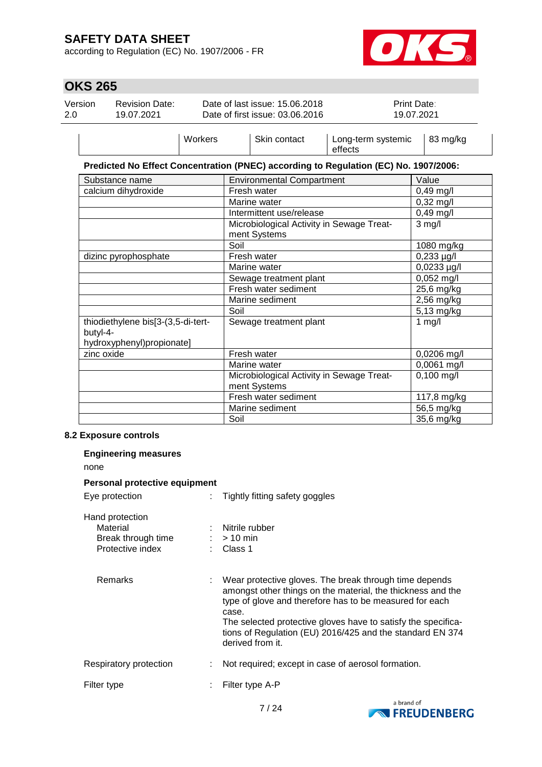| | Workers | Skin contact | Long-term systemic effects | 83 mg/kg |
|---|---|---|---|---|

**Predicted No Effect Concentration (PNEC) according to Regulation (EC) No. 1907/2006:**

| Substance name | Environmental Compartment | Value |
|---|---|---|
| calcium dihydroxide | Fresh water | 0,49 mg/l |
| | Marine water | 0,32 mg/l |
| | Intermittent use/release | 0,49 mg/l |
| | Microbiological Activity in Sewage Treatment Systems | 3 mg/l |
| | Soil | 1080 mg/kg |
| dizinc pyrophosphate | Fresh water | 0,233 µg/l |
| | Marine water | 0,0233 µg/l |
| | Sewage treatment plant | 0,052 mg/l |
| | Fresh water sediment | 25,6 mg/kg |
| | Marine sediment | 2,56 mg/kg |
| | Soil | 5,13 mg/kg |
| thiodiethylene bis[3-(3,5-di-tert-butyl-4-hydroxyphenyl)propionate] | Sewage treatment plant | 1 mg/l |
| zinc oxide | Fresh water | 0,0206 mg/l |
| | Marine water | 0,0061 mg/l |
| | Microbiological Activity in Sewage Treatment Systems | 0,100 mg/l |
| | Fresh water sediment | 117,8 mg/kg |
| | Marine sediment | 56,5 mg/kg |
| | Soil | 35,6 mg/kg |

### 8.2 Exposure controls

**Engineering measures**

none

**Personal protective equipment**

Eye protection : Tightly fitting safety goggles

Hand protection
- Material : Nitrile rubber
- Break through time : > 10 min
- Protective index : Class 1

Remarks : Wear protective gloves. The break through time depends amongst other things on the material, the thickness and the type of glove and therefore has to be measured for each case.
The selected protective gloves have to satisfy the specifications of Regulation (EU) 2016/425 and the standard EN 374 derived from it.

Respiratory protection : Not required; except in case of aerosol formation.

Filter type : Filter type A-P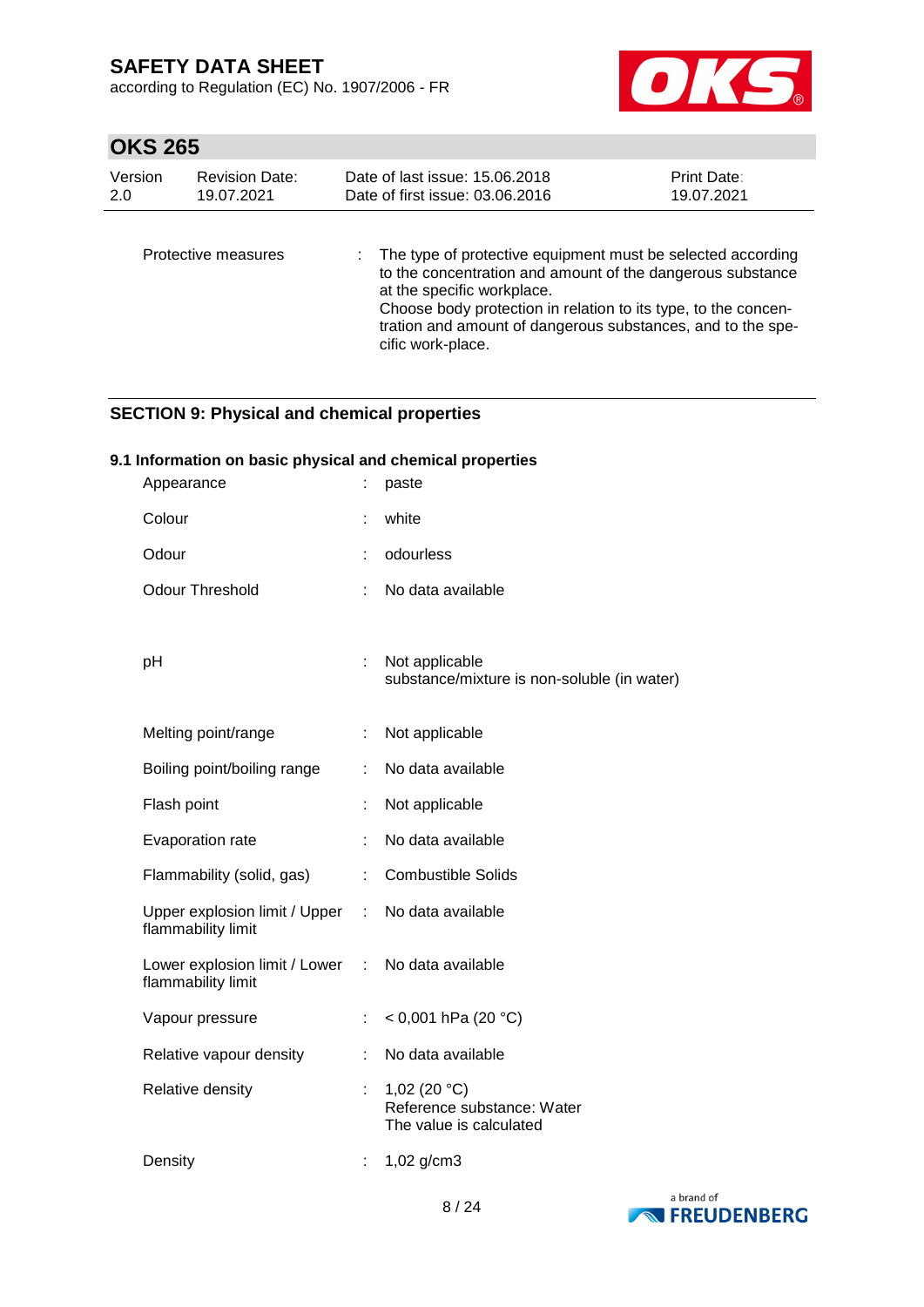| | | |
|---|---|---|
| Protective measures | : | The type of protective equipment must be selected according to the concentration and amount of the dangerous substance at the specific workplace.<br>Choose body protection in relation to its type, to the concentration and amount of dangerous substances, and to the specific work-place. |

## SECTION 9: Physical and chemical properties

### 9.1 Information on basic physical and chemical properties

| | | |
|---|---|---|
| Appearance | : | paste |
| Colour | : | white |
| Odour | : | odourless |
| Odour Threshold | : | No data available |
| pH | : | Not applicable<br>substance/mixture is non-soluble (in water) |
| Melting point/range | : | Not applicable |
| Boiling point/boiling range | : | No data available |
| Flash point | : | Not applicable |
| Evaporation rate | : | No data available |
| Flammability (solid, gas) | : | Combustible Solids |
| Upper explosion limit / Upper flammability limit | : | No data available |
| Lower explosion limit / Lower flammability limit | : | No data available |
| Vapour pressure | : | < 0,001 hPa (20 °C) |
| Relative vapour density | : | No data available |
| Relative density | : | 1,02 (20 °C)<br>Reference substance: Water<br>The value is calculated |
| Density | : | 1,02 g/cm3 |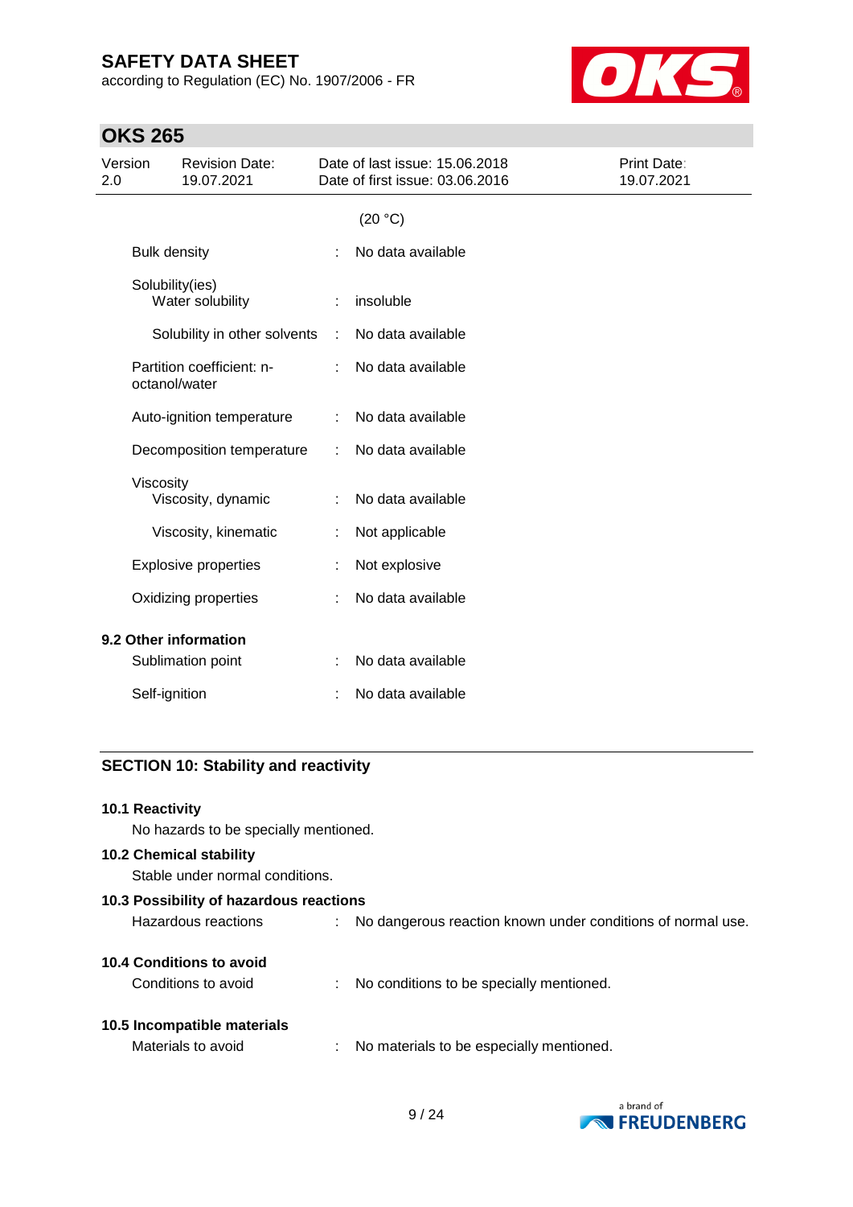(20 °C)

| | | |
|---|---|---|
| Bulk density | : | No data available |
| Solubility(ies) | | |
| Water solubility | : | insoluble |
| Solubility in other solvents | : | No data available |
| Partition coefficient: n-octanol/water | : | No data available |
| Auto-ignition temperature | : | No data available |
| Decomposition temperature | : | No data available |
| Viscosity | | |
| Viscosity, dynamic | : | No data available |
| Viscosity, kinematic | : | Not applicable |
| Explosive properties | : | Not explosive |
| Oxidizing properties | : | No data available |

**9.2 Other information**

| | | |
|---|---|---|
| Sublimation point | : | No data available |
| Self-ignition | : | No data available |

## SECTION 10: Stability and reactivity

**10.1 Reactivity**

No hazards to be specially mentioned.

**10.2 Chemical stability**

Stable under normal conditions.

**10.3 Possibility of hazardous reactions**

Hazardous reactions : No dangerous reaction known under conditions of normal use.

**10.4 Conditions to avoid**

Conditions to avoid : No conditions to be specially mentioned.

**10.5 Incompatible materials**

Materials to avoid : No materials to be especially mentioned.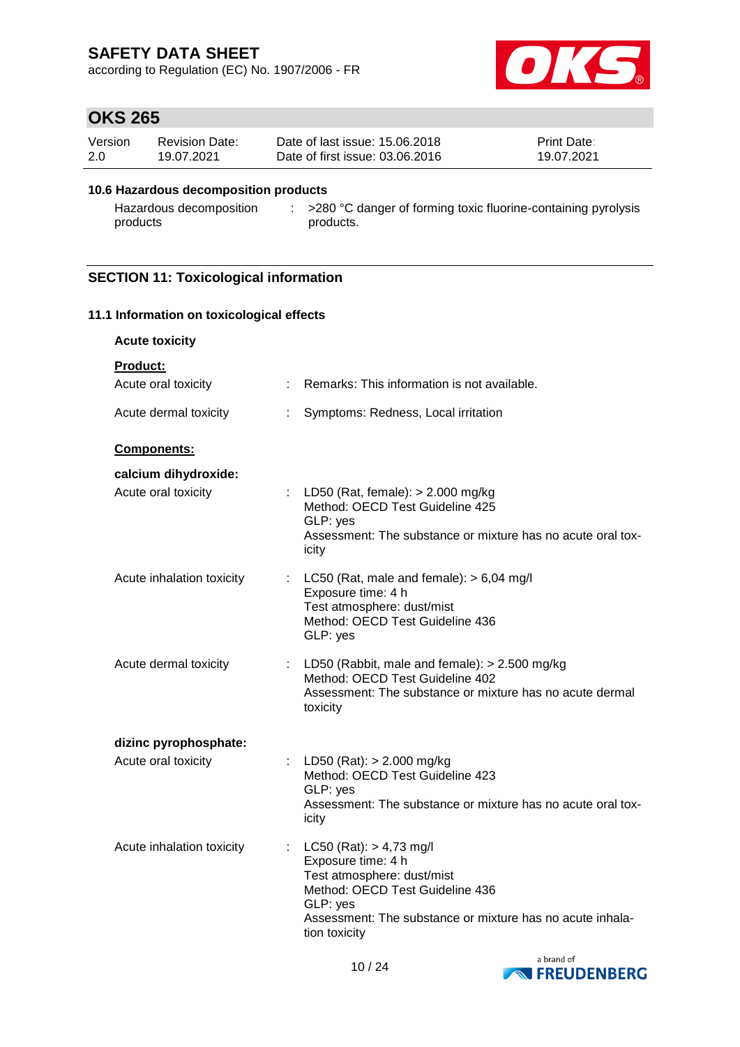### 10.6 Hazardous decomposition products

| | | |
|---|---|---|
| Hazardous decomposition products | : | >280 °C danger of forming toxic fluorine-containing pyrolysis products. |

## SECTION 11: Toxicological information

### 11.1 Information on toxicological effects

**Acute toxicity**

**Product:**

| | | |
|---|---|---|
| Acute oral toxicity | : | Remarks: This information is not available. |
| Acute dermal toxicity | : | Symptoms: Redness, Local irritation |

**Components:**

**calcium dihydroxide:**

| | | |
|---|---|---|
| Acute oral toxicity | : | LD50 (Rat, female): > 2.000 mg/kg<br>Method: OECD Test Guideline 425<br>GLP: yes<br>Assessment: The substance or mixture has no acute oral toxicity |
| Acute inhalation toxicity | : | LC50 (Rat, male and female): > 6,04 mg/l<br>Exposure time: 4 h<br>Test atmosphere: dust/mist<br>Method: OECD Test Guideline 436<br>GLP: yes |
| Acute dermal toxicity | : | LD50 (Rabbit, male and female): > 2.500 mg/kg<br>Method: OECD Test Guideline 402<br>Assessment: The substance or mixture has no acute dermal toxicity |

**dizinc pyrophosphate:**

| | | |
|---|---|---|
| Acute oral toxicity | : | LD50 (Rat): > 2.000 mg/kg<br>Method: OECD Test Guideline 423<br>GLP: yes<br>Assessment: The substance or mixture has no acute oral toxicity |
| Acute inhalation toxicity | : | LC50 (Rat): > 4,73 mg/l<br>Exposure time: 4 h<br>Test atmosphere: dust/mist<br>Method: OECD Test Guideline 436<br>GLP: yes<br>Assessment: The substance or mixture has no acute inhalation toxicity |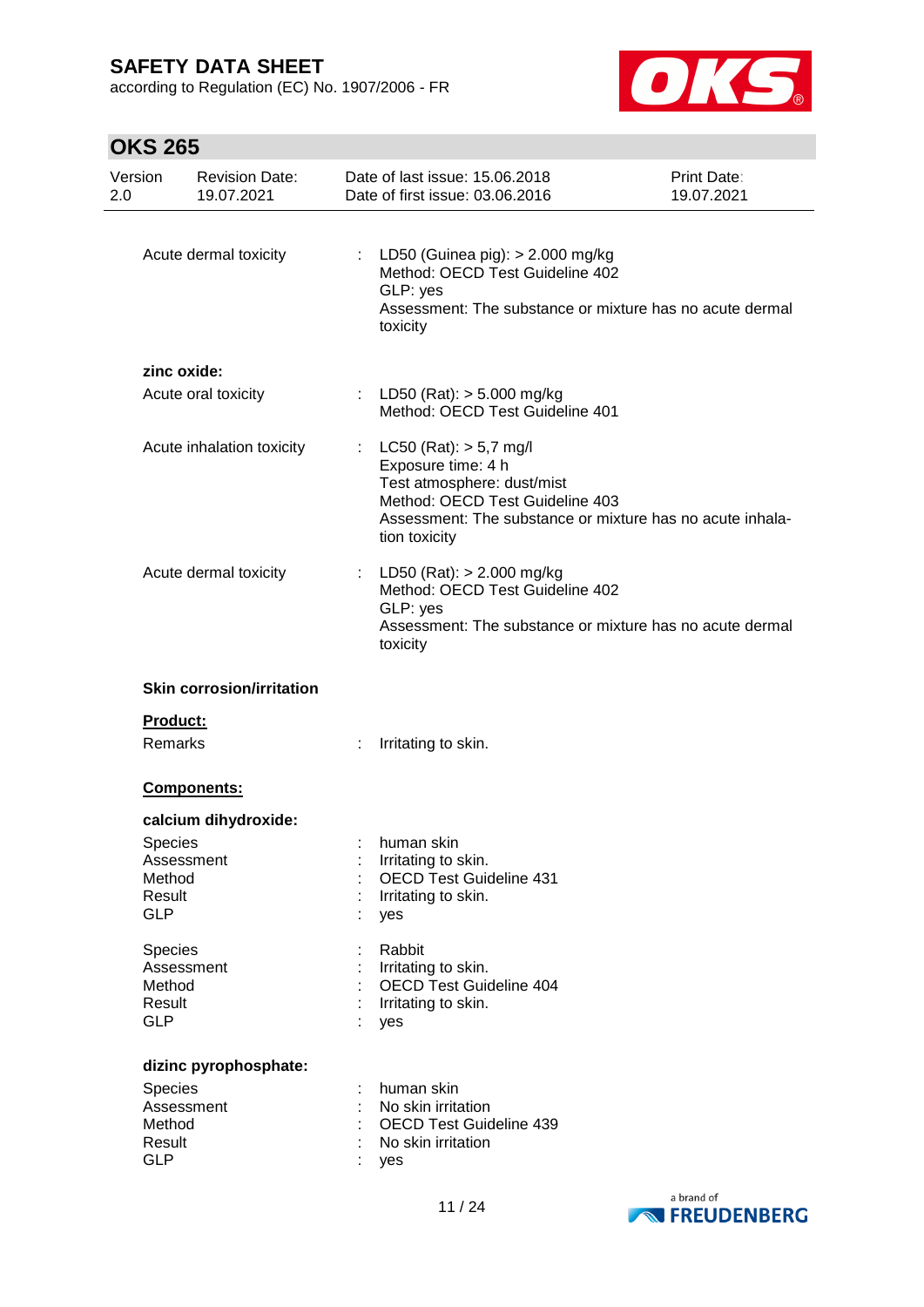Acute dermal toxicity : LD50 (Guinea pig): > 2.000 mg/kg
Method: OECD Test Guideline 402
GLP: yes
Assessment: The substance or mixture has no acute dermal toxicity

**zinc oxide:**

Acute oral toxicity : LD50 (Rat): > 5.000 mg/kg
Method: OECD Test Guideline 401

Acute inhalation toxicity : LC50 (Rat): > 5,7 mg/l
Exposure time: 4 h
Test atmosphere: dust/mist
Method: OECD Test Guideline 403
Assessment: The substance or mixture has no acute inhalation toxicity

Acute dermal toxicity : LD50 (Rat): > 2.000 mg/kg
Method: OECD Test Guideline 402
GLP: yes
Assessment: The substance or mixture has no acute dermal toxicity

**Skin corrosion/irritation**

**Product:**

Remarks : Irritating to skin.

**Components:**

**calcium dihydroxide:**

Species : human skin
Assessment : Irritating to skin.
Method : OECD Test Guideline 431
Result : Irritating to skin.
GLP : yes

Species : Rabbit
Assessment : Irritating to skin.
Method : OECD Test Guideline 404
Result : Irritating to skin.
GLP : yes

**dizinc pyrophosphate:**

Species : human skin
Assessment : No skin irritation
Method : OECD Test Guideline 439
Result : No skin irritation
GLP : yes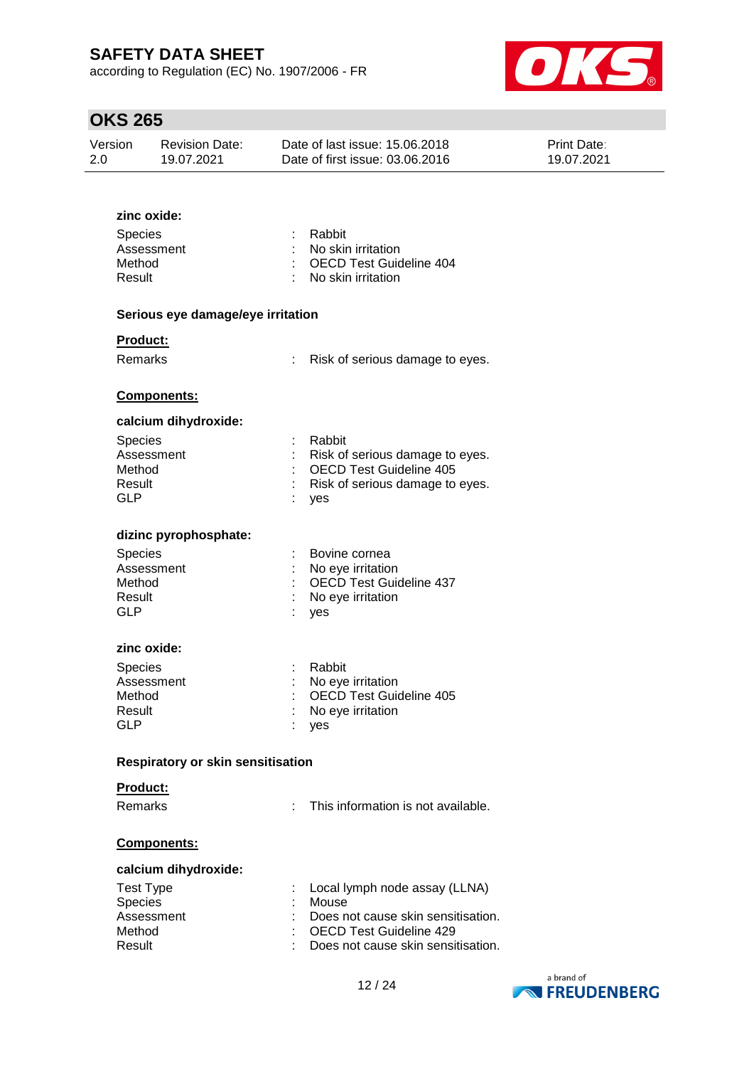**zinc oxide:**

| | | |
|---|---|---|
| Species | : | Rabbit |
| Assessment | : | No skin irritation |
| Method | : | OECD Test Guideline 404 |
| Result | : | No skin irritation |

**Serious eye damage/eye irritation**

**Product:**

| | | |
|---|---|---|
| Remarks | : | Risk of serious damage to eyes. |

**Components:**

**calcium dihydroxide:**

| | | |
|---|---|---|
| Species | : | Rabbit |
| Assessment | : | Risk of serious damage to eyes. |
| Method | : | OECD Test Guideline 405 |
| Result | : | Risk of serious damage to eyes. |
| GLP | : | yes |

**dizinc pyrophosphate:**

| | | |
|---|---|---|
| Species | : | Bovine cornea |
| Assessment | : | No eye irritation |
| Method | : | OECD Test Guideline 437 |
| Result | : | No eye irritation |
| GLP | : | yes |

**zinc oxide:**

| | | |
|---|---|---|
| Species | : | Rabbit |
| Assessment | : | No eye irritation |
| Method | : | OECD Test Guideline 405 |
| Result | : | No eye irritation |
| GLP | : | yes |

**Respiratory or skin sensitisation**

**Product:**

| | | |
|---|---|---|
| Remarks | : | This information is not available. |

**Components:**

**calcium dihydroxide:**

| | | |
|---|---|---|
| Test Type | : | Local lymph node assay (LLNA) |
| Species | : | Mouse |
| Assessment | : | Does not cause skin sensitisation. |
| Method | : | OECD Test Guideline 429 |
| Result | : | Does not cause skin sensitisation. |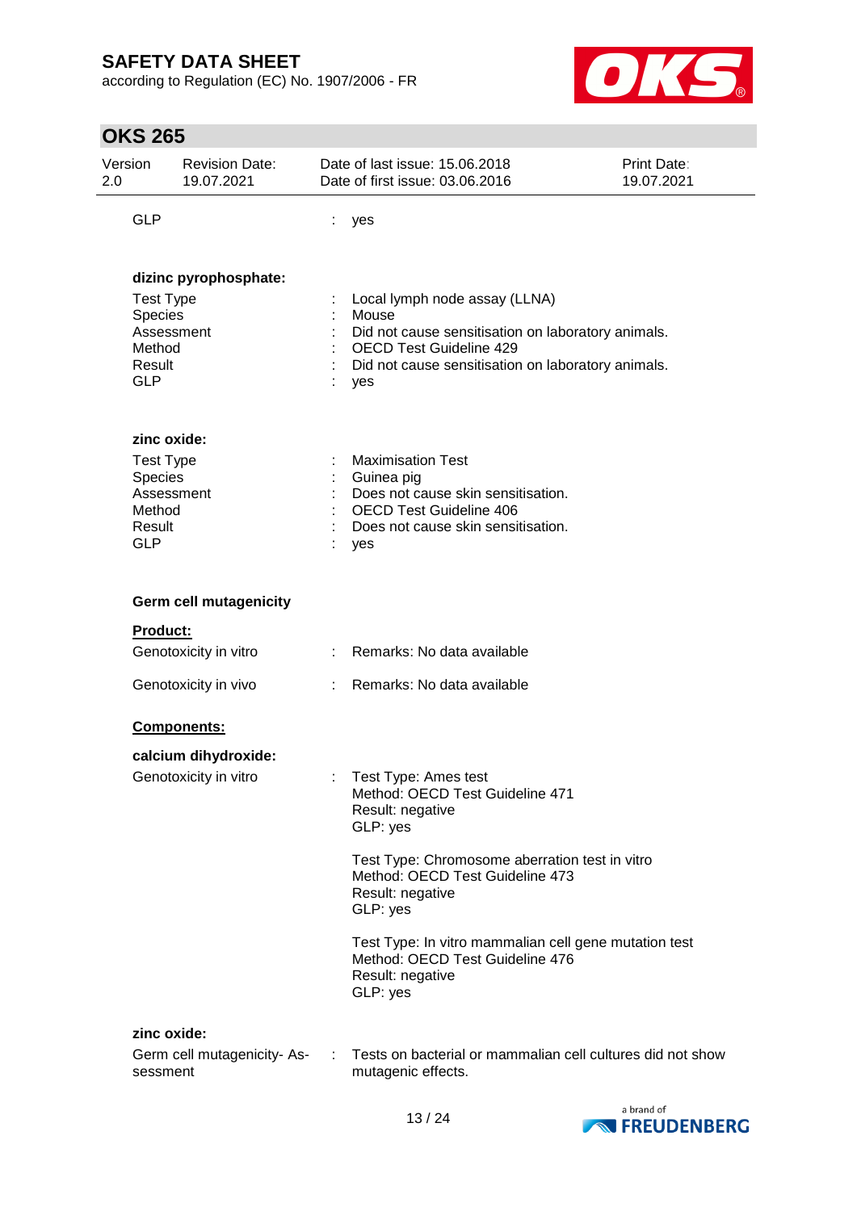GLP : yes

**dizinc pyrophosphate:**

Test Type : Local lymph node assay (LLNA)
Species : Mouse
Assessment : Did not cause sensitisation on laboratory animals.
Method : OECD Test Guideline 429
Result : Did not cause sensitisation on laboratory animals.
GLP : yes

**zinc oxide:**

Test Type : Maximisation Test
Species : Guinea pig
Assessment : Does not cause skin sensitisation.
Method : OECD Test Guideline 406
Result : Does not cause skin sensitisation.
GLP : yes

**Germ cell mutagenicity**

**Product:**

Genotoxicity in vitro : Remarks: No data available

Genotoxicity in vivo : Remarks: No data available

**Components:**

**calcium dihydroxide:**

Genotoxicity in vitro : Test Type: Ames test
Method: OECD Test Guideline 471
Result: negative
GLP: yes

Test Type: Chromosome aberration test in vitro
Method: OECD Test Guideline 473
Result: negative
GLP: yes

Test Type: In vitro mammalian cell gene mutation test
Method: OECD Test Guideline 476
Result: negative
GLP: yes

**zinc oxide:**

Germ cell mutagenicity- Assessment : Tests on bacterial or mammalian cell cultures did not show mutagenic effects.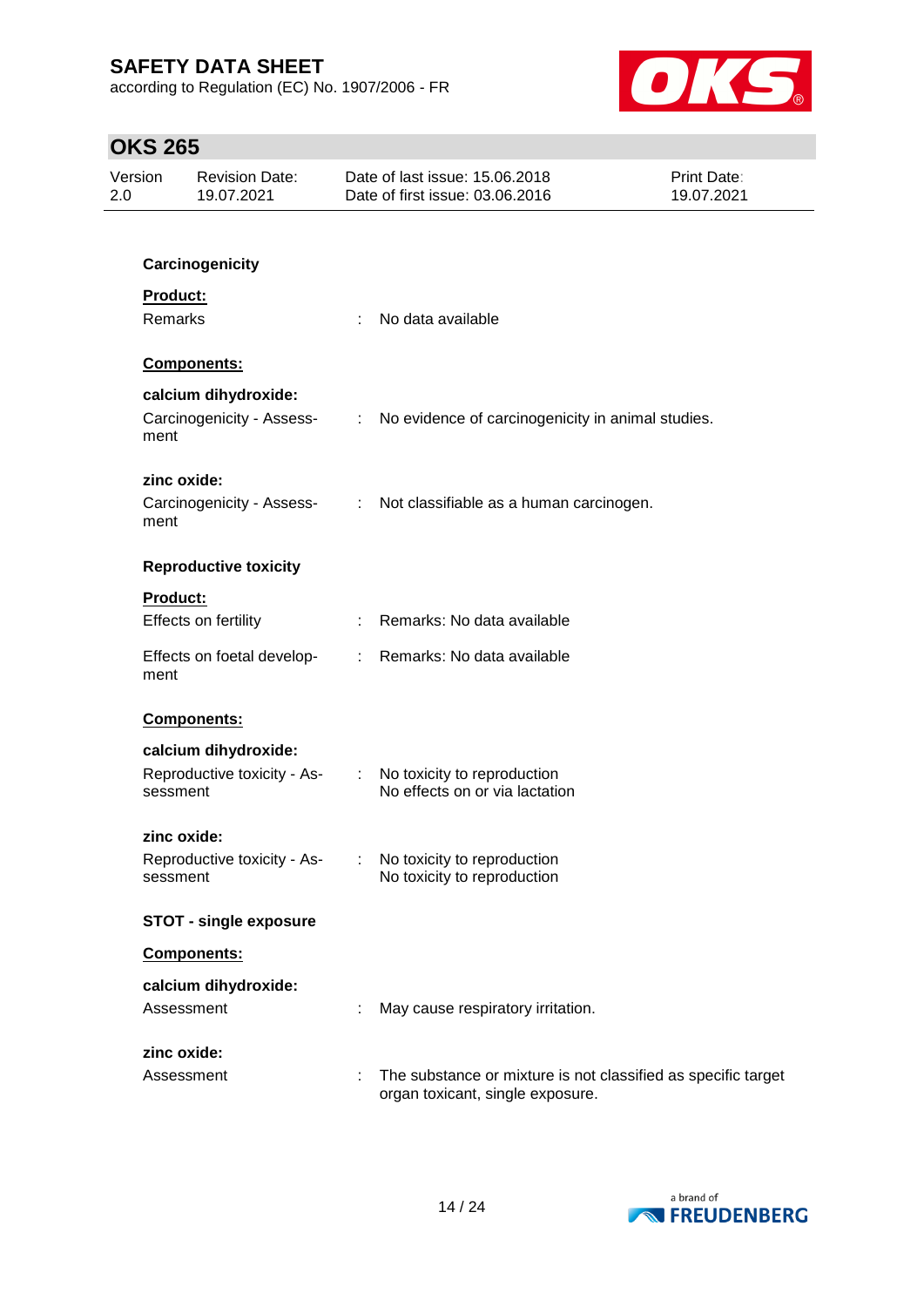**Carcinogenicity**

**Product:**

Remarks : No data available

**Components:**

**calcium dihydroxide:**

Carcinogenicity - Assessment : No evidence of carcinogenicity in animal studies.

**zinc oxide:**

Carcinogenicity - Assessment : Not classifiable as a human carcinogen.

**Reproductive toxicity**

**Product:**

Effects on fertility : Remarks: No data available

Effects on foetal development : Remarks: No data available

**Components:**

**calcium dihydroxide:**

Reproductive toxicity - Assessment : No toxicity to reproduction
No effects on or via lactation

**zinc oxide:**

Reproductive toxicity - Assessment : No toxicity to reproduction
No toxicity to reproduction

**STOT - single exposure**

**Components:**

**calcium dihydroxide:**

Assessment : May cause respiratory irritation.

**zinc oxide:**

Assessment : The substance or mixture is not classified as specific target organ toxicant, single exposure.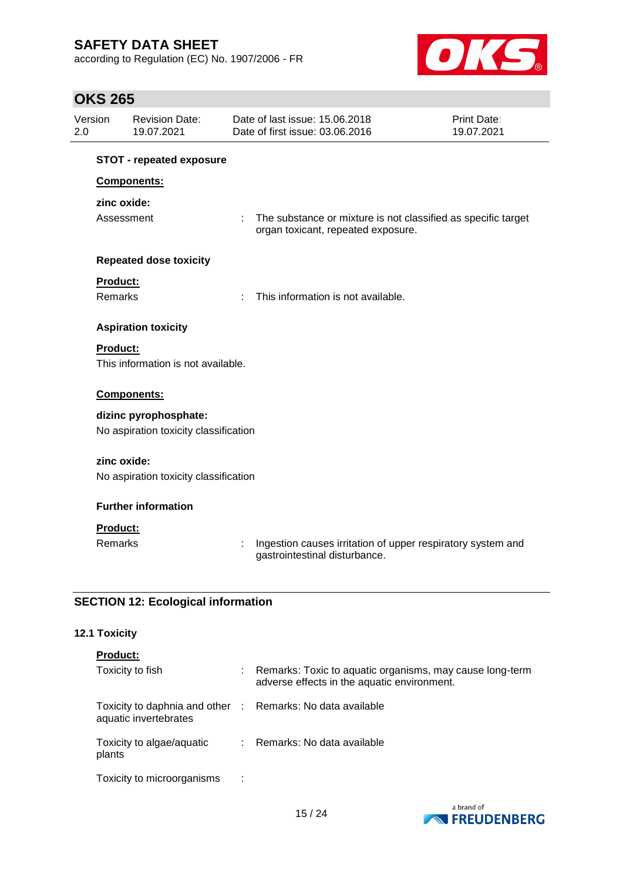**STOT - repeated exposure**

**Components:**

**zinc oxide:**

Assessment : The substance or mixture is not classified as specific target organ toxicant, repeated exposure.

**Repeated dose toxicity**

**Product:**

Remarks : This information is not available.

**Aspiration toxicity**

**Product:**

This information is not available.

**Components:**

**dizinc pyrophosphate:**

No aspiration toxicity classification

**zinc oxide:**

No aspiration toxicity classification

**Further information**

**Product:**

Remarks : Ingestion causes irritation of upper respiratory system and gastrointestinal disturbance.

## SECTION 12: Ecological information

### 12.1 Toxicity

**Product:**

Toxicity to fish : Remarks: Toxic to aquatic organisms, may cause long-term adverse effects in the aquatic environment.

Toxicity to daphnia and other aquatic invertebrates : Remarks: No data available

Toxicity to algae/aquatic plants : Remarks: No data available

Toxicity to microorganisms :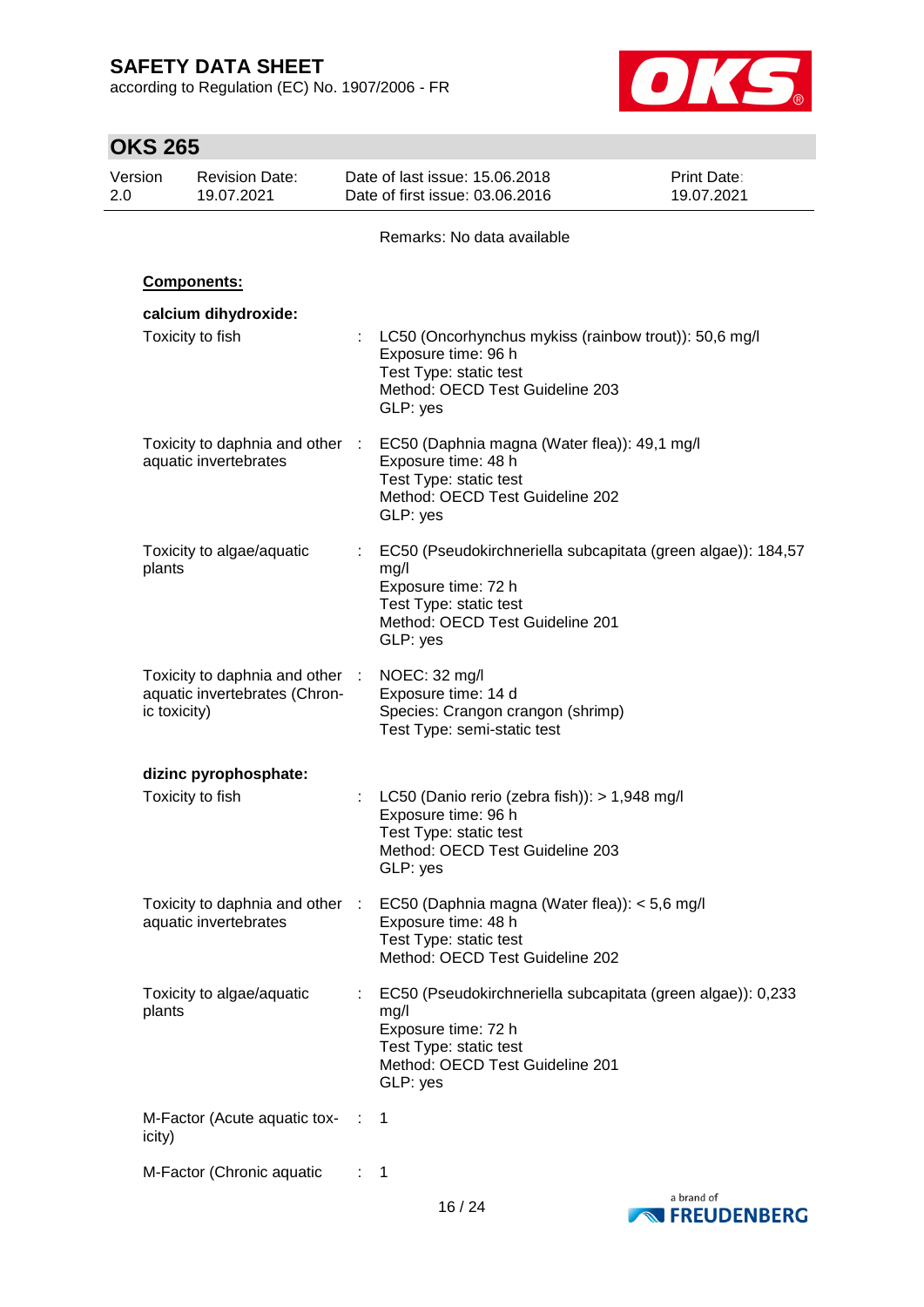Remarks: No data available

**Components:**

**calcium dihydroxide:**

| | | |
|---|---|---|
| Toxicity to fish | : | LC50 (Oncorhynchus mykiss (rainbow trout)): 50,6 mg/l<br>Exposure time: 96 h<br>Test Type: static test<br>Method: OECD Test Guideline 203<br>GLP: yes |
| Toxicity to daphnia and other aquatic invertebrates | : | EC50 (Daphnia magna (Water flea)): 49,1 mg/l<br>Exposure time: 48 h<br>Test Type: static test<br>Method: OECD Test Guideline 202<br>GLP: yes |
| Toxicity to algae/aquatic plants | : | EC50 (Pseudokirchneriella subcapitata (green algae)): 184,57 mg/l<br>Exposure time: 72 h<br>Test Type: static test<br>Method: OECD Test Guideline 201<br>GLP: yes |
| Toxicity to daphnia and other aquatic invertebrates (Chronic toxicity) | : | NOEC: 32 mg/l<br>Exposure time: 14 d<br>Species: Crangon crangon (shrimp)<br>Test Type: semi-static test |

**dizinc pyrophosphate:**

| | | |
|---|---|---|
| Toxicity to fish | : | LC50 (Danio rerio (zebra fish)): > 1,948 mg/l<br>Exposure time: 96 h<br>Test Type: static test<br>Method: OECD Test Guideline 203<br>GLP: yes |
| Toxicity to daphnia and other aquatic invertebrates | : | EC50 (Daphnia magna (Water flea)): < 5,6 mg/l<br>Exposure time: 48 h<br>Test Type: static test<br>Method: OECD Test Guideline 202 |
| Toxicity to algae/aquatic plants | : | EC50 (Pseudokirchneriella subcapitata (green algae)): 0,233 mg/l<br>Exposure time: 72 h<br>Test Type: static test<br>Method: OECD Test Guideline 201<br>GLP: yes |
| M-Factor (Acute aquatic toxicity) | : | 1 |
| M-Factor (Chronic aquatic | : | 1 |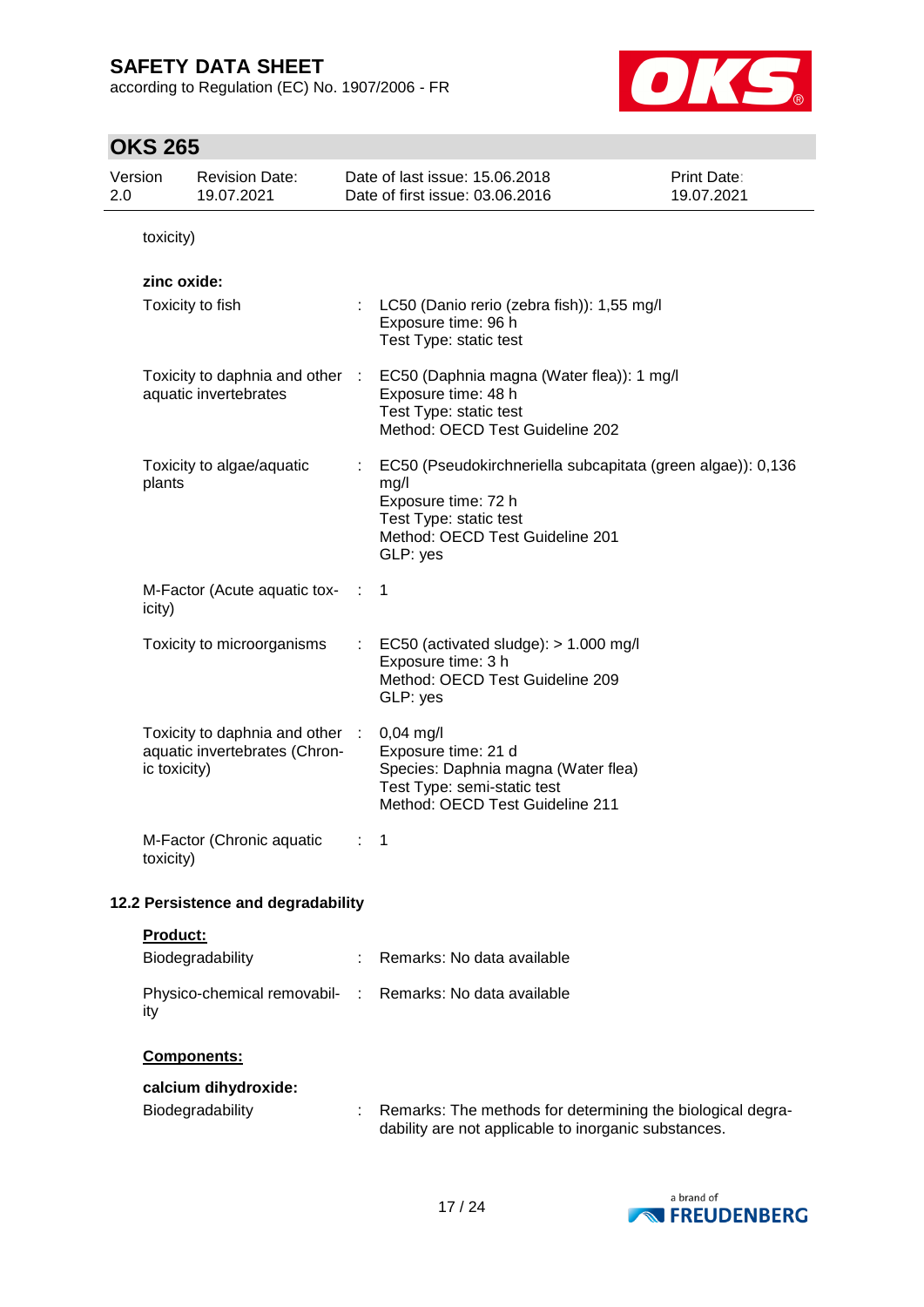toxicity)

**zinc oxide:**

| | | |
|---|---|---|
| Toxicity to fish | : | LC50 (Danio rerio (zebra fish)): 1,55 mg/l<br>Exposure time: 96 h<br>Test Type: static test |
| Toxicity to daphnia and other aquatic invertebrates | : | EC50 (Daphnia magna (Water flea)): 1 mg/l<br>Exposure time: 48 h<br>Test Type: static test<br>Method: OECD Test Guideline 202 |
| Toxicity to algae/aquatic plants | : | EC50 (Pseudokirchneriella subcapitata (green algae)): 0,136 mg/l<br>Exposure time: 72 h<br>Test Type: static test<br>Method: OECD Test Guideline 201<br>GLP: yes |
| M-Factor (Acute aquatic toxicity) | : | 1 |
| Toxicity to microorganisms | : | EC50 (activated sludge): > 1.000 mg/l<br>Exposure time: 3 h<br>Method: OECD Test Guideline 209<br>GLP: yes |
| Toxicity to daphnia and other aquatic invertebrates (Chronic toxicity) | : | 0,04 mg/l<br>Exposure time: 21 d<br>Species: Daphnia magna (Water flea)<br>Test Type: semi-static test<br>Method: OECD Test Guideline 211 |
| M-Factor (Chronic aquatic toxicity) | : | 1 |

### 12.2 Persistence and degradability

**Product:**

| | | |
|---|---|---|
| Biodegradability | : | Remarks: No data available |
| Physico-chemical removability | : | Remarks: No data available |

**Components:**

**calcium dihydroxide:**

| | | |
|---|---|---|
| Biodegradability | : | Remarks: The methods for determining the biological degradability are not applicable to inorganic substances. |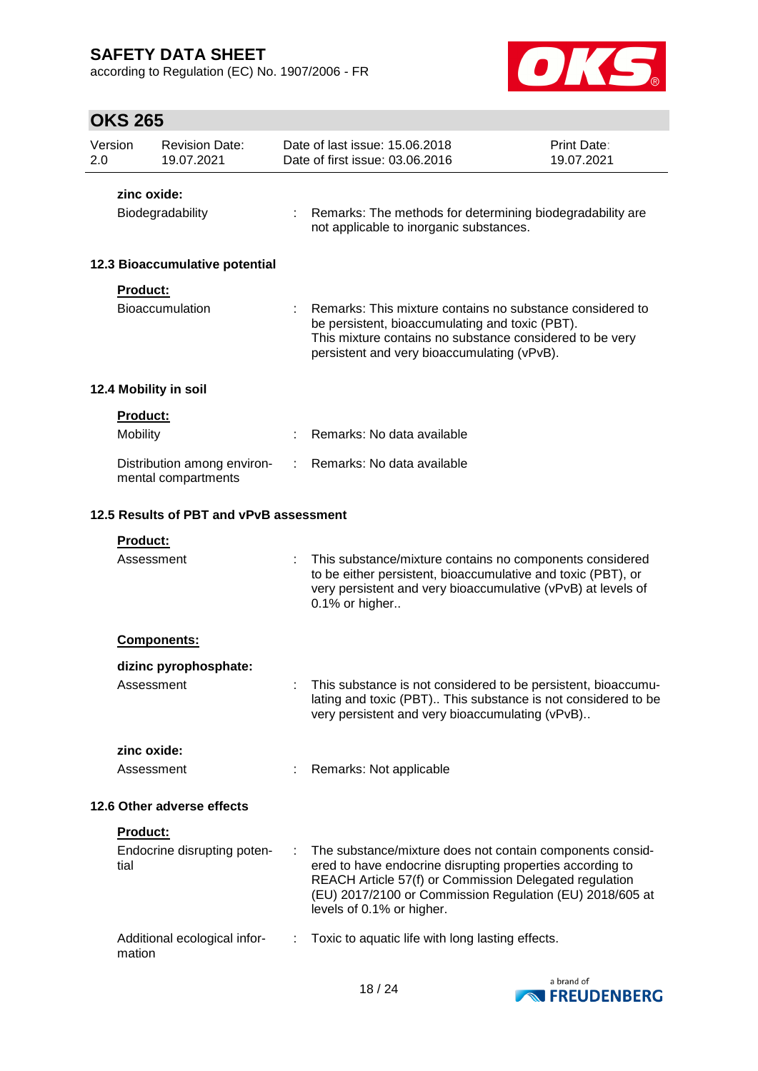**zinc oxide:**

Biodegradability : Remarks: The methods for determining biodegradability are not applicable to inorganic substances.

### 12.3 Bioaccumulative potential

**Product:**

Bioaccumulation : Remarks: This mixture contains no substance considered to be persistent, bioaccumulating and toxic (PBT). This mixture contains no substance considered to be very persistent and very bioaccumulating (vPvB).

### 12.4 Mobility in soil

**Product:**

Mobility : Remarks: No data available

Distribution among environmental compartments : Remarks: No data available

### 12.5 Results of PBT and vPvB assessment

**Product:**

Assessment : This substance/mixture contains no components considered to be either persistent, bioaccumulative and toxic (PBT), or very persistent and very bioaccumulative (vPvB) at levels of 0.1% or higher..

**Components:**

**dizinc pyrophosphate:**

Assessment : This substance is not considered to be persistent, bioaccumulating and toxic (PBT).. This substance is not considered to be very persistent and very bioaccumulating (vPvB)..

**zinc oxide:**

Assessment : Remarks: Not applicable

### 12.6 Other adverse effects

**Product:**

Endocrine disrupting potential : The substance/mixture does not contain components considered to have endocrine disrupting properties according to REACH Article 57(f) or Commission Delegated regulation (EU) 2017/2100 or Commission Regulation (EU) 2018/605 at levels of 0.1% or higher.

Additional ecological information : Toxic to aquatic life with long lasting effects.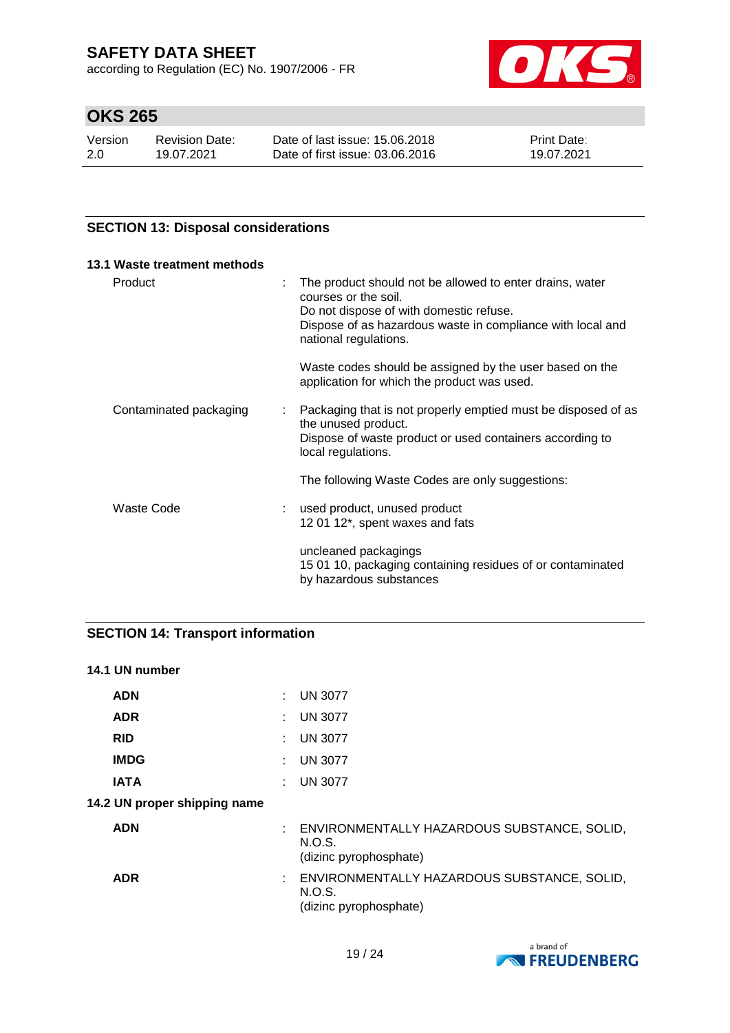## SECTION 13: Disposal considerations

### 13.1 Waste treatment methods

| | |
|---|---|
| Product | The product should not be allowed to enter drains, water courses or the soil. Do not dispose of with domestic refuse. Dispose of as hazardous waste in compliance with local and national regulations.<br><br>Waste codes should be assigned by the user based on the application for which the product was used. |
| Contaminated packaging | Packaging that is not properly emptied must be disposed of as the unused product. Dispose of waste product or used containers according to local regulations.<br><br>The following Waste Codes are only suggestions: |
| Waste Code | used product, unused product<br>12 01 12*, spent waxes and fats<br><br>uncleaned packagings<br>15 01 10, packaging containing residues of or contaminated by hazardous substances |

## SECTION 14: Transport information

### 14.1 UN number

| | |
|---|---|
| **ADN** | UN 3077 |
| **ADR** | UN 3077 |
| **RID** | UN 3077 |
| **IMDG** | UN 3077 |
| **IATA** | UN 3077 |

### 14.2 UN proper shipping name

| | |
|---|---|
| **ADN** | ENVIRONMENTALLY HAZARDOUS SUBSTANCE, SOLID, N.O.S.<br>(dizinc pyrophosphate) |
| **ADR** | ENVIRONMENTALLY HAZARDOUS SUBSTANCE, SOLID, N.O.S.<br>(dizinc pyrophosphate) |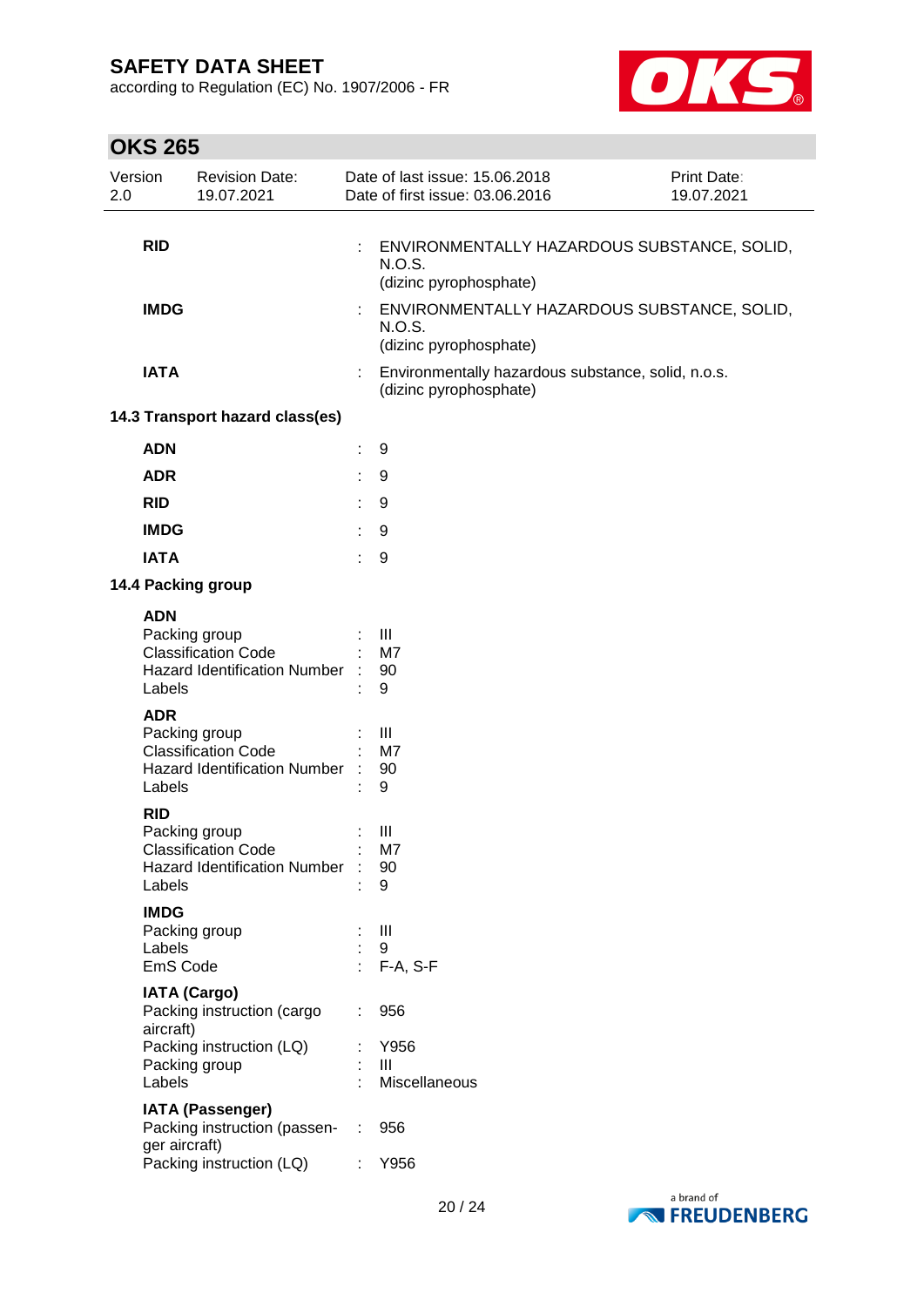| | | |
|---|---|---|
| **RID** | : | ENVIRONMENTALLY HAZARDOUS SUBSTANCE, SOLID, N.O.S. (dizinc pyrophosphate) |
| **IMDG** | : | ENVIRONMENTALLY HAZARDOUS SUBSTANCE, SOLID, N.O.S. (dizinc pyrophosphate) |
| **IATA** | : | Environmentally hazardous substance, solid, n.o.s. (dizinc pyrophosphate) |

### 14.3 Transport hazard class(es)

| | | |
|---|---|---|
| **ADN** | : | 9 |
| **ADR** | : | 9 |
| **RID** | : | 9 |
| **IMDG** | : | 9 |
| **IATA** | : | 9 |

### 14.4 Packing group

**ADN**

| | | |
|---|---|---|
| Packing group | : | III |
| Classification Code | : | M7 |
| Hazard Identification Number | : | 90 |
| Labels | : | 9 |

**ADR**

| | | |
|---|---|---|
| Packing group | : | III |
| Classification Code | : | M7 |
| Hazard Identification Number | : | 90 |
| Labels | : | 9 |

**RID**

| | | |
|---|---|---|
| Packing group | : | III |
| Classification Code | : | M7 |
| Hazard Identification Number | : | 90 |
| Labels | : | 9 |

**IMDG**

| | | |
|---|---|---|
| Packing group | : | III |
| Labels | : | 9 |
| EmS Code | : | F-A, S-F |

**IATA (Cargo)**

| | | |
|---|---|---|
| Packing instruction (cargo aircraft) | : | 956 |
| Packing instruction (LQ) | : | Y956 |
| Packing group | : | III |
| Labels | : | Miscellaneous |

**IATA (Passenger)**

| | | |
|---|---|---|
| Packing instruction (passenger aircraft) | : | 956 |
| Packing instruction (LQ) | : | Y956 |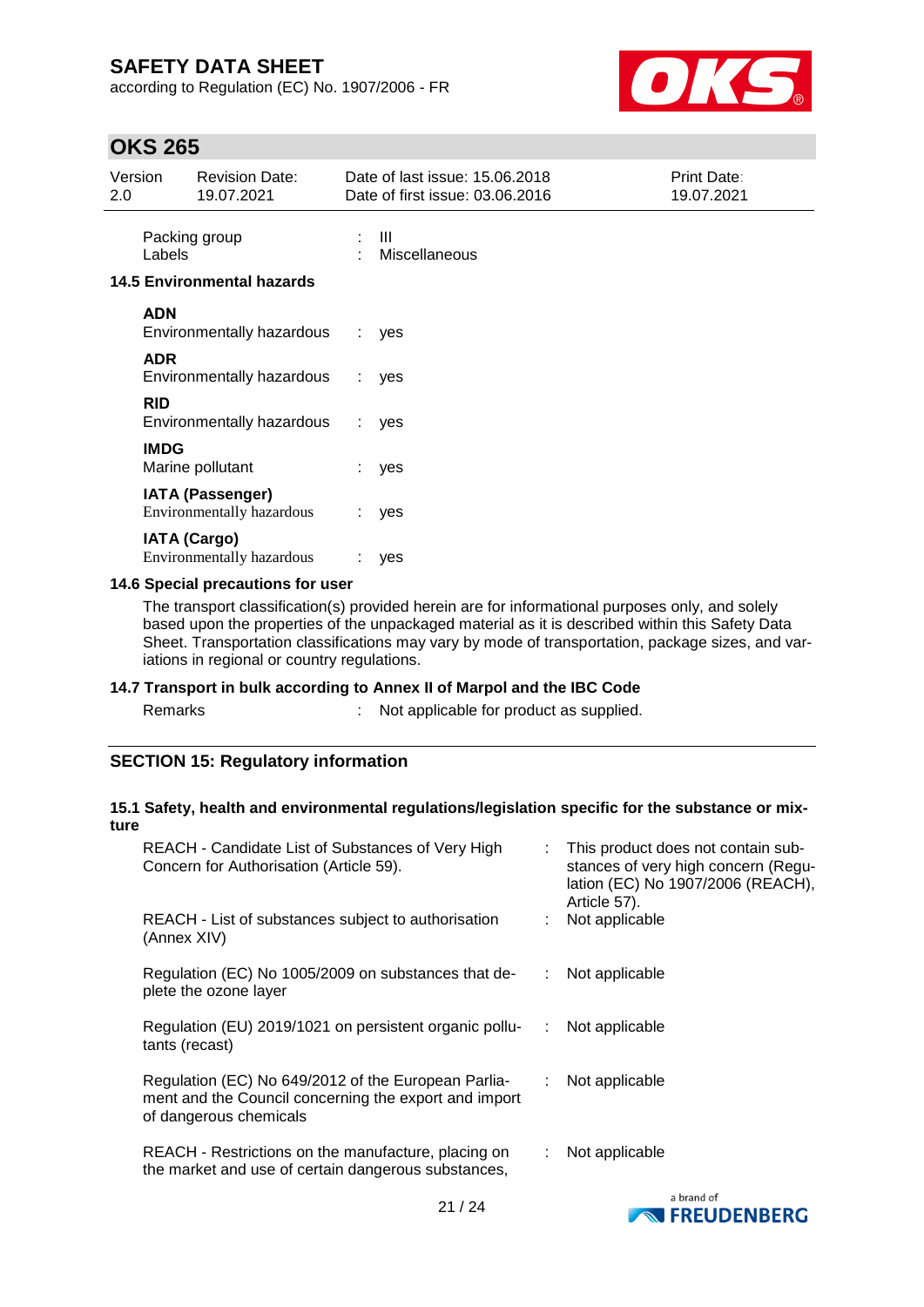| | | |
|---|---|---|
| Packing group | : | III |
| Labels | : | Miscellaneous |

### 14.5 Environmental hazards

**ADN**

| | | |
|---|---|---|
| Environmentally hazardous | : | yes |

**ADR**

| | | |
|---|---|---|
| Environmentally hazardous | : | yes |

**RID**

| | | |
|---|---|---|
| Environmentally hazardous | : | yes |

**IMDG**

| | | |
|---|---|---|
| Marine pollutant | : | yes |

**IATA (Passenger)**

| | | |
|---|---|---|
| Environmentally hazardous | : | yes |

**IATA (Cargo)**

| | | |
|---|---|---|
| Environmentally hazardous | : | yes |

### 14.6 Special precautions for user

The transport classification(s) provided herein are for informational purposes only, and solely based upon the properties of the unpackaged material as it is described within this Safety Data Sheet. Transportation classifications may vary by mode of transportation, package sizes, and variations in regional or country regulations.

### 14.7 Transport in bulk according to Annex II of Marpol and the IBC Code

| | | |
|---|---|---|
| Remarks | : | Not applicable for product as supplied. |

## SECTION 15: Regulatory information

### 15.1 Safety, health and environmental regulations/legislation specific for the substance or mixture

| | | |
|---|---|---|
| REACH - Candidate List of Substances of Very High Concern for Authorisation (Article 59). | : | This product does not contain substances of very high concern (Regulation (EC) No 1907/2006 (REACH), Article 57). |
| REACH - List of substances subject to authorisation (Annex XIV) | : | Not applicable |
| Regulation (EC) No 1005/2009 on substances that deplete the ozone layer | : | Not applicable |
| Regulation (EU) 2019/1021 on persistent organic pollutants (recast) | : | Not applicable |
| Regulation (EC) No 649/2012 of the European Parliament and the Council concerning the export and import of dangerous chemicals | : | Not applicable |
| REACH - Restrictions on the manufacture, placing on the market and use of certain dangerous substances, | : | Not applicable |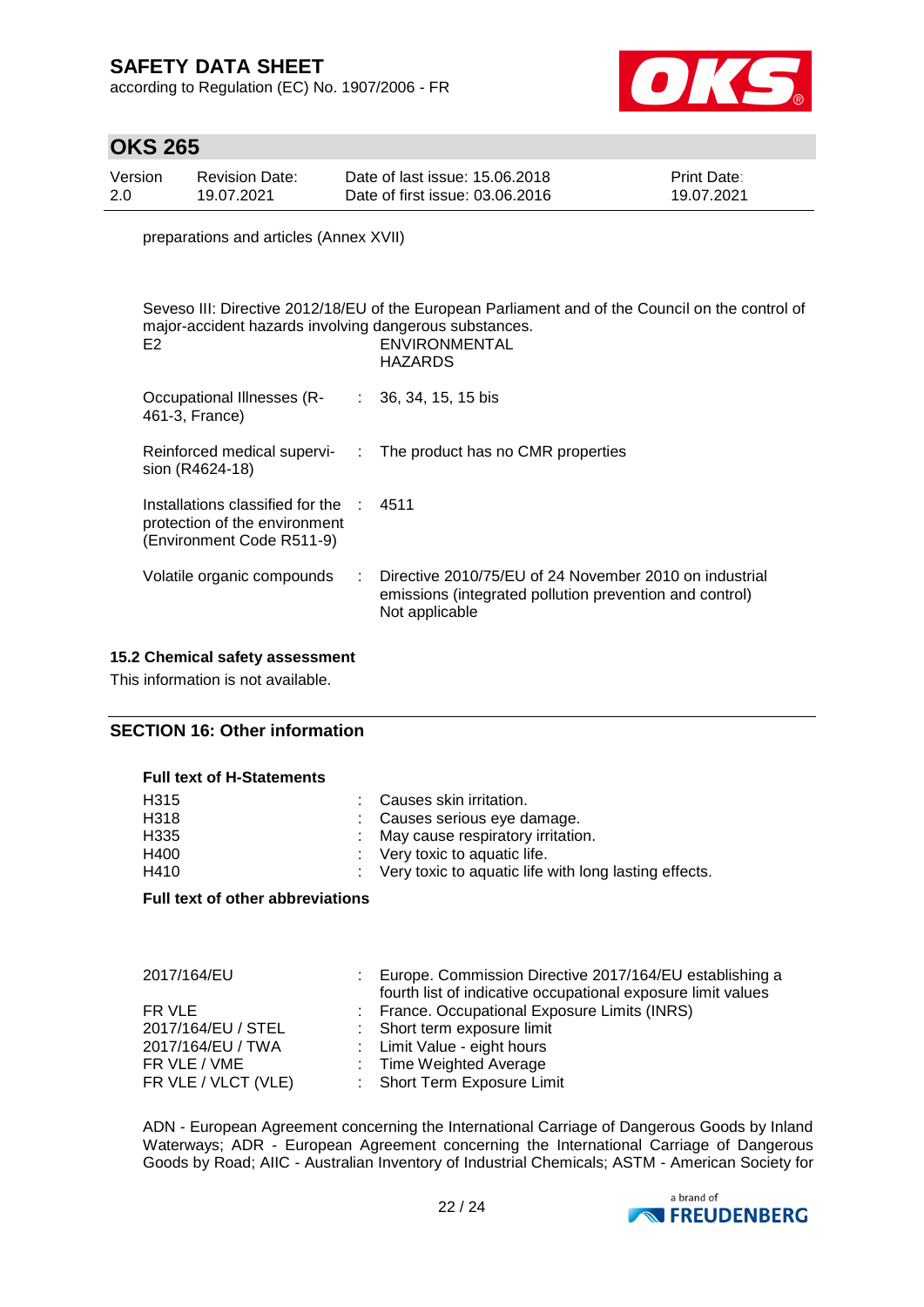preparations and articles (Annex XVII)

Seveso III: Directive 2012/18/EU of the European Parliament and of the Council on the control of major-accident hazards involving dangerous substances.

| | | |
|---|---|---|
| E2 | | ENVIRONMENTAL HAZARDS |
| Occupational Illnesses (R-461-3, France) | : | 36, 34, 15, 15 bis |
| Reinforced medical supervision (R4624-18) | : | The product has no CMR properties |
| Installations classified for the protection of the environment (Environment Code R511-9) | : | 4511 |
| Volatile organic compounds | : | Directive 2010/75/EU of 24 November 2010 on industrial emissions (integrated pollution prevention and control) Not applicable |

### 15.2 Chemical safety assessment

This information is not available.

## SECTION 16: Other information

**Full text of H-Statements**

| | | |
|---|---|---|
| H315 | : | Causes skin irritation. |
| H318 | : | Causes serious eye damage. |
| H335 | : | May cause respiratory irritation. |
| H400 | : | Very toxic to aquatic life. |
| H410 | : | Very toxic to aquatic life with long lasting effects. |

**Full text of other abbreviations**

| | | |
|---|---|---|
| 2017/164/EU | : | Europe. Commission Directive 2017/164/EU establishing a fourth list of indicative occupational exposure limit values |
| FR VLE | : | France. Occupational Exposure Limits (INRS) |
| 2017/164/EU / STEL | : | Short term exposure limit |
| 2017/164/EU / TWA | : | Limit Value - eight hours |
| FR VLE / VME | : | Time Weighted Average |
| FR VLE / VLCT (VLE) | : | Short Term Exposure Limit |

ADN - European Agreement concerning the International Carriage of Dangerous Goods by Inland Waterways; ADR - European Agreement concerning the International Carriage of Dangerous Goods by Road; AIIC - Australian Inventory of Industrial Chemicals; ASTM - American Society for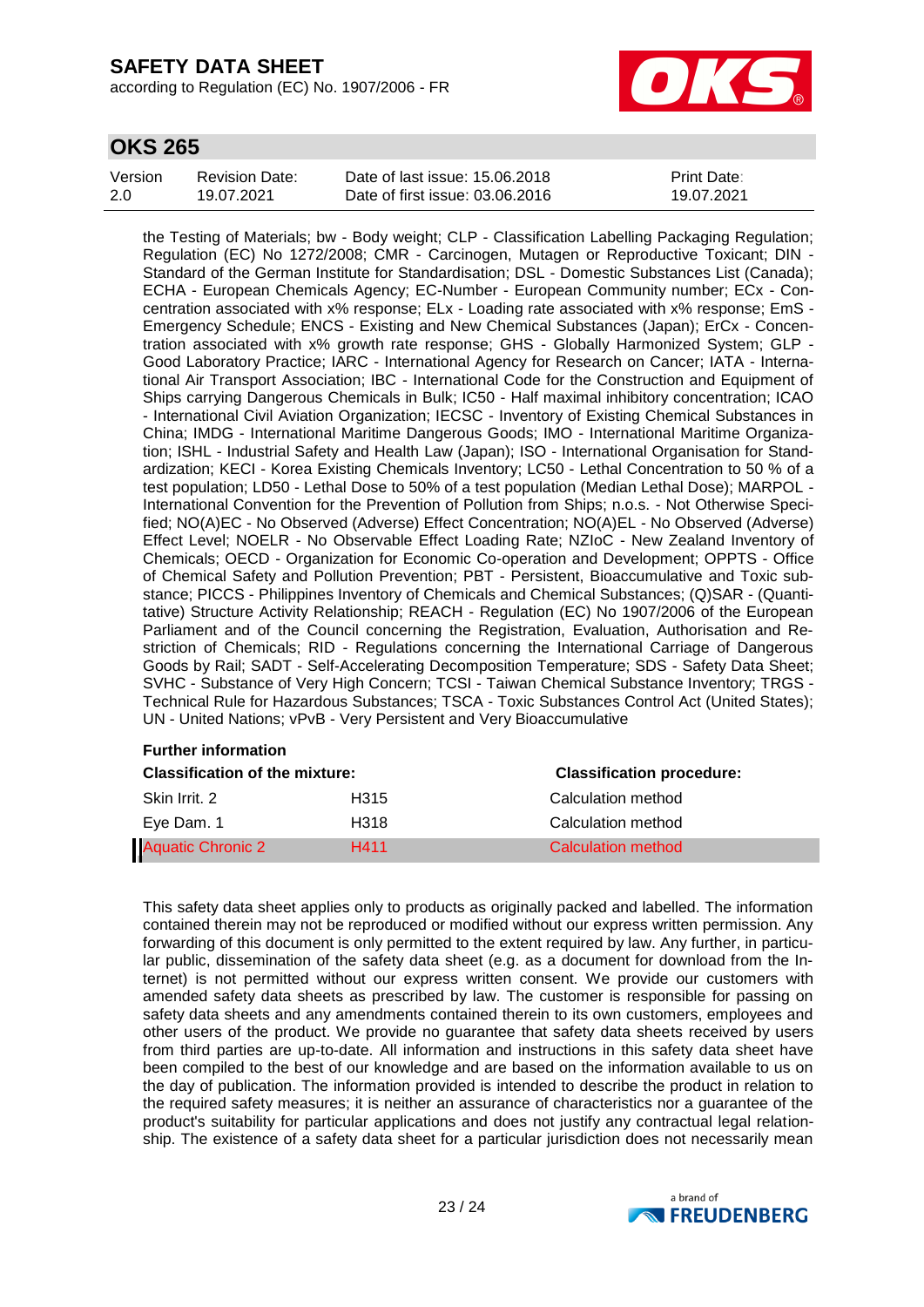the Testing of Materials; bw - Body weight; CLP - Classification Labelling Packaging Regulation; Regulation (EC) No 1272/2008; CMR - Carcinogen, Mutagen or Reproductive Toxicant; DIN - Standard of the German Institute for Standardisation; DSL - Domestic Substances List (Canada); ECHA - European Chemicals Agency; EC-Number - European Community number; ECx - Concentration associated with x% response; ELx - Loading rate associated with x% response; EmS - Emergency Schedule; ENCS - Existing and New Chemical Substances (Japan); ErCx - Concentration associated with x% growth rate response; GHS - Globally Harmonized System; GLP - Good Laboratory Practice; IARC - International Agency for Research on Cancer; IATA - International Air Transport Association; IBC - International Code for the Construction and Equipment of Ships carrying Dangerous Chemicals in Bulk; IC50 - Half maximal inhibitory concentration; ICAO - International Civil Aviation Organization; IECSC - Inventory of Existing Chemical Substances in China; IMDG - International Maritime Dangerous Goods; IMO - International Maritime Organization; ISHL - Industrial Safety and Health Law (Japan); ISO - International Organisation for Standardization; KECI - Korea Existing Chemicals Inventory; LC50 - Lethal Concentration to 50 % of a test population; LD50 - Lethal Dose to 50% of a test population (Median Lethal Dose); MARPOL - International Convention for the Prevention of Pollution from Ships; n.o.s. - Not Otherwise Specified; NO(A)EC - No Observed (Adverse) Effect Concentration; NO(A)EL - No Observed (Adverse) Effect Level; NOELR - No Observable Effect Loading Rate; NZIoC - New Zealand Inventory of Chemicals; OECD - Organization for Economic Co-operation and Development; OPPTS - Office of Chemical Safety and Pollution Prevention; PBT - Persistent, Bioaccumulative and Toxic substance; PICCS - Philippines Inventory of Chemicals and Chemical Substances; (Q)SAR - (Quantitative) Structure Activity Relationship; REACH - Regulation (EC) No 1907/2006 of the European Parliament and of the Council concerning the Registration, Evaluation, Authorisation and Restriction of Chemicals; RID - Regulations concerning the International Carriage of Dangerous Goods by Rail; SADT - Self-Accelerating Decomposition Temperature; SDS - Safety Data Sheet; SVHC - Substance of Very High Concern; TCSI - Taiwan Chemical Substance Inventory; TRGS - Technical Rule for Hazardous Substances; TSCA - Toxic Substances Control Act (United States); UN - United Nations; vPvB - Very Persistent and Very Bioaccumulative

**Further information**

| Classification of the mixture: | | Classification procedure: |
|---|---|---|
| Skin Irrit. 2 | H315 | Calculation method |
| Eye Dam. 1 | H318 | Calculation method |
| Aquatic Chronic 2 | H411 | Calculation method |

This safety data sheet applies only to products as originally packed and labelled. The information contained therein may not be reproduced or modified without our express written permission. Any forwarding of this document is only permitted to the extent required by law. Any further, in particular public, dissemination of the safety data sheet (e.g. as a document for download from the Internet) is not permitted without our express written consent. We provide our customers with amended safety data sheets as prescribed by law. The customer is responsible for passing on safety data sheets and any amendments contained therein to its own customers, employees and other users of the product. We provide no guarantee that safety data sheets received by users from third parties are up-to-date. All information and instructions in this safety data sheet have been compiled to the best of our knowledge and are based on the information available to us on the day of publication. The information provided is intended to describe the product in relation to the required safety measures; it is neither an assurance of characteristics nor a guarantee of the product's suitability for particular applications and does not justify any contractual legal relationship. The existence of a safety data sheet for a particular jurisdiction does not necessarily mean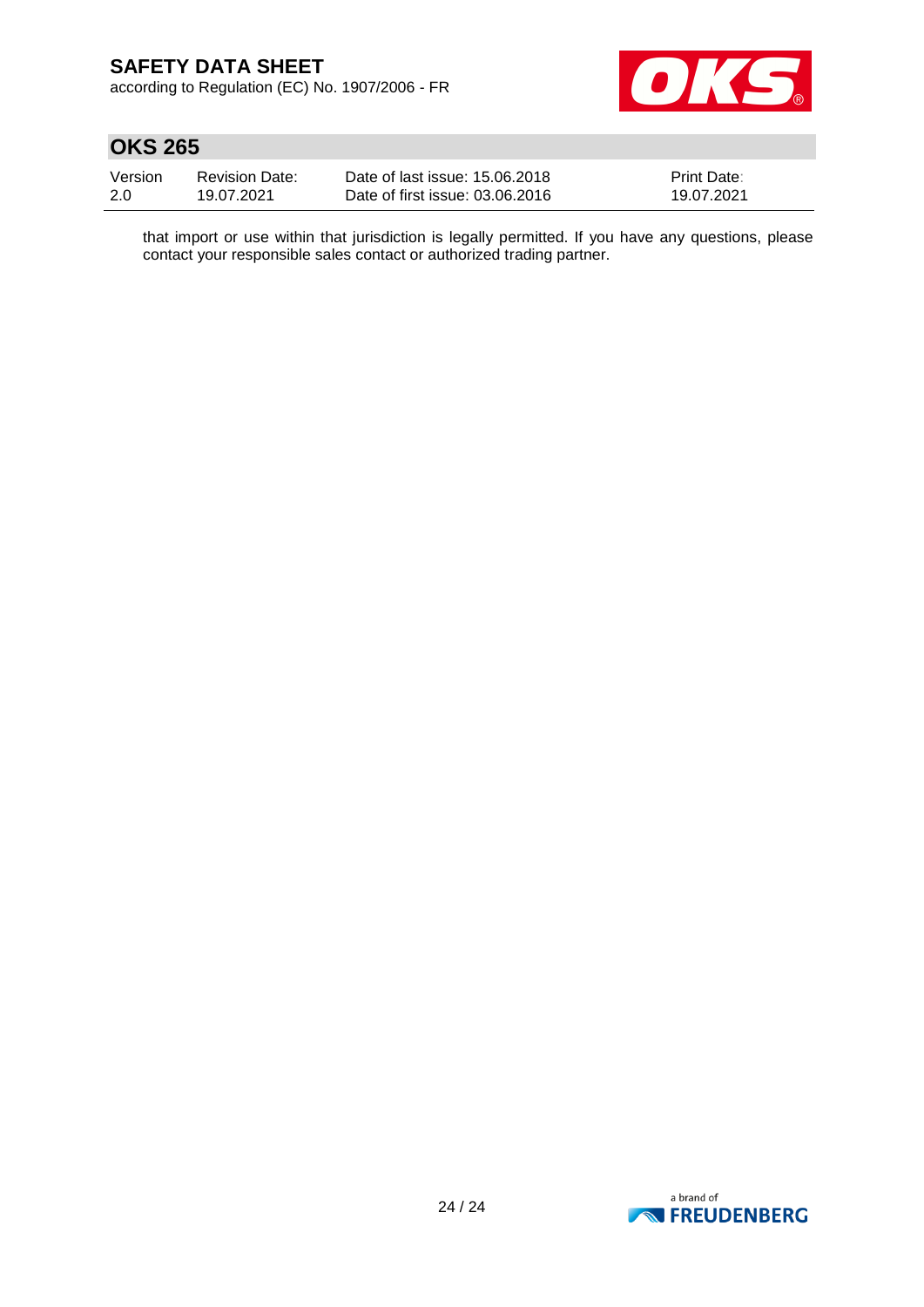that import or use within that jurisdiction is legally permitted. If you have any questions, please contact your responsible sales contact or authorized trading partner.